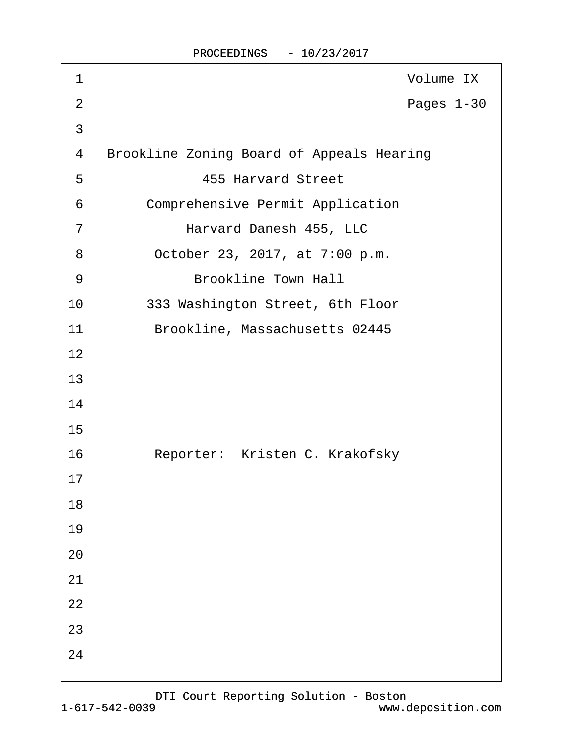Volume IX

Pages 1-30

Brookline Zoning Board of Appeals Hearing

455 Harvard Street

Comprehensive Permit Application

Harvard Danesh 455, LLC

October 23, 2017, at 7:00 p.m.

Brookline Town Hall

333 Washington Street, 6th Floor

Brookline, Massachusetts 02445

Reporter: Kristen C. Krakofsky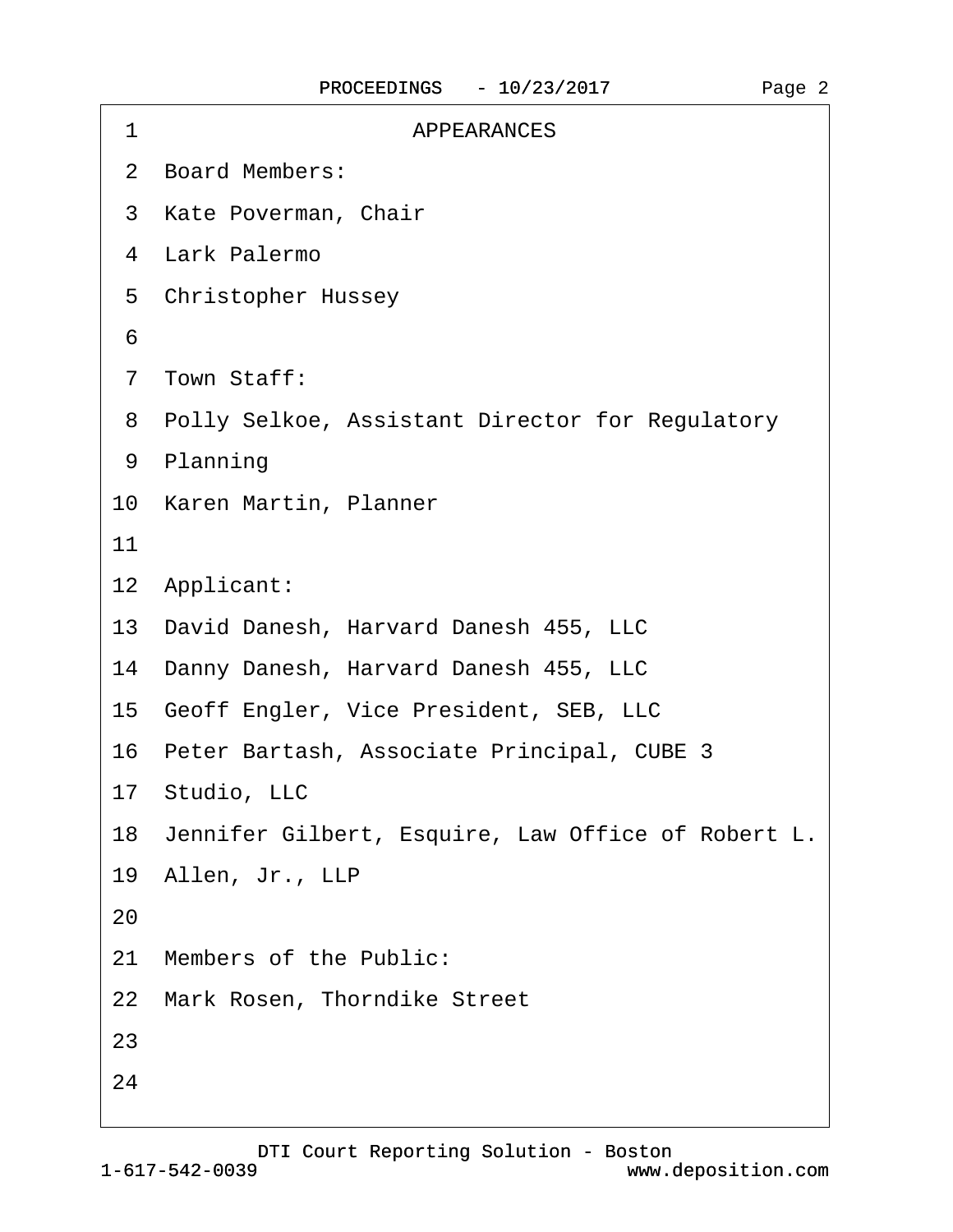# APPEARANCES

**Board Members:**

Kate Poverman, Chair
Lark Palermo
Christopher Hussey

**Town Staff:**

Polly Selkoe, Assistant Director for Regulatory Planning
Karen Martin, Planner

**Applicant:**

David Danesh, Harvard Danesh 455, LLC
Danny Danesh, Harvard Danesh 455, LLC
Geoff Engler, Vice President, SEB, LLC
Peter Bartash, Associate Principal, CUBE 3 Studio, LLC
Jennifer Gilbert, Esquire, Law Office of Robert L. Allen, Jr., LLP

**Members of the Public:**

Mark Rosen, Thorndike Street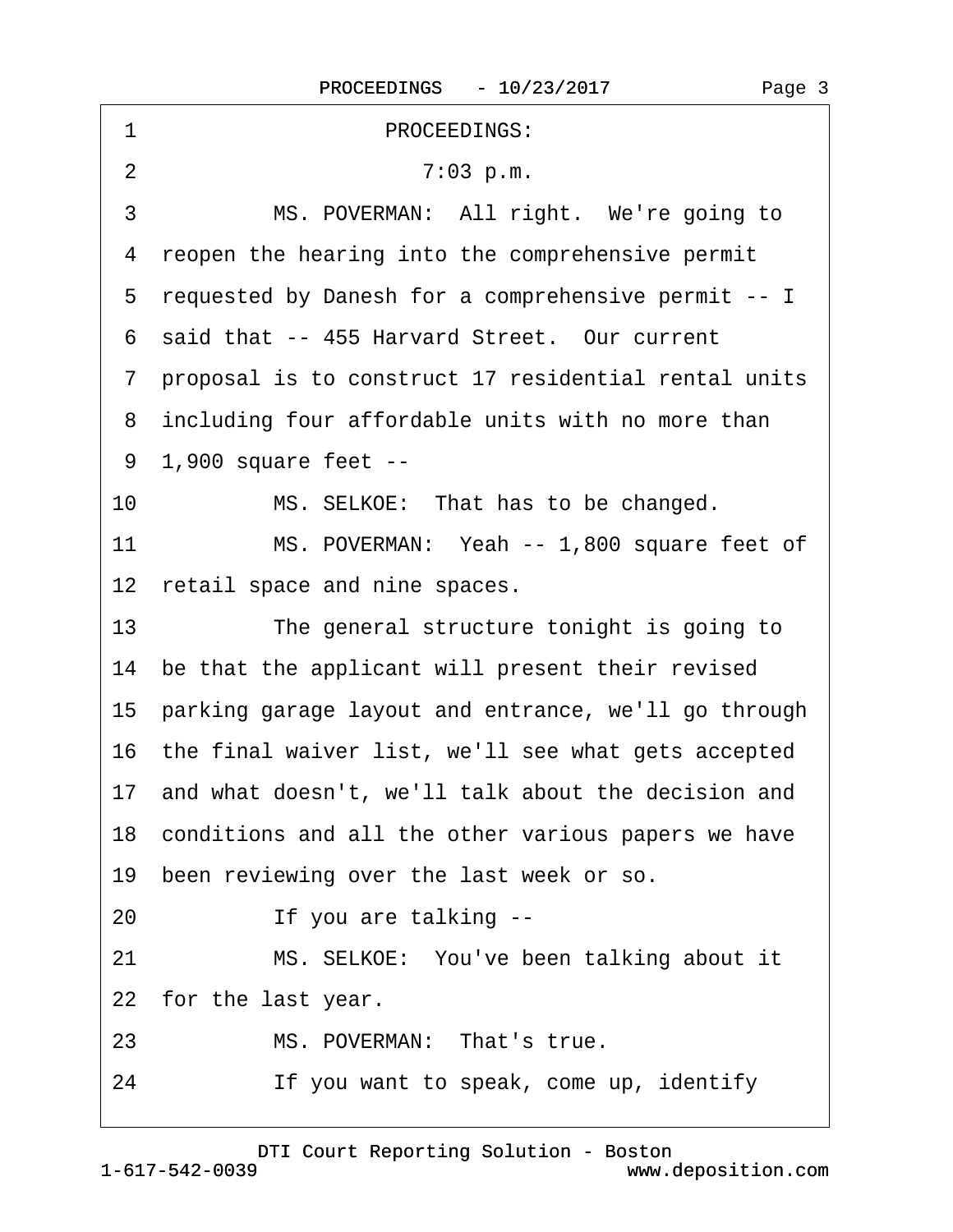PROCEEDINGS:

7:03 p.m.

MS. POVERMAN: All right. We're going to reopen the hearing into the comprehensive permit requested by Danesh for a comprehensive permit -- I said that -- 455 Harvard Street. Our current proposal is to construct 17 residential rental units including four affordable units with no more than 1,900 square feet --

MS. SELKOE: That has to be changed.

MS. POVERMAN: Yeah -- 1,800 square feet of retail space and nine spaces.

The general structure tonight is going to be that the applicant will present their revised parking garage layout and entrance, we'll go through the final waiver list, we'll see what gets accepted and what doesn't, we'll talk about the decision and conditions and all the other various papers we have been reviewing over the last week or so.

If you are talking --

MS. SELKOE: You've been talking about it for the last year.

MS. POVERMAN: That's true.

If you want to speak, come up, identify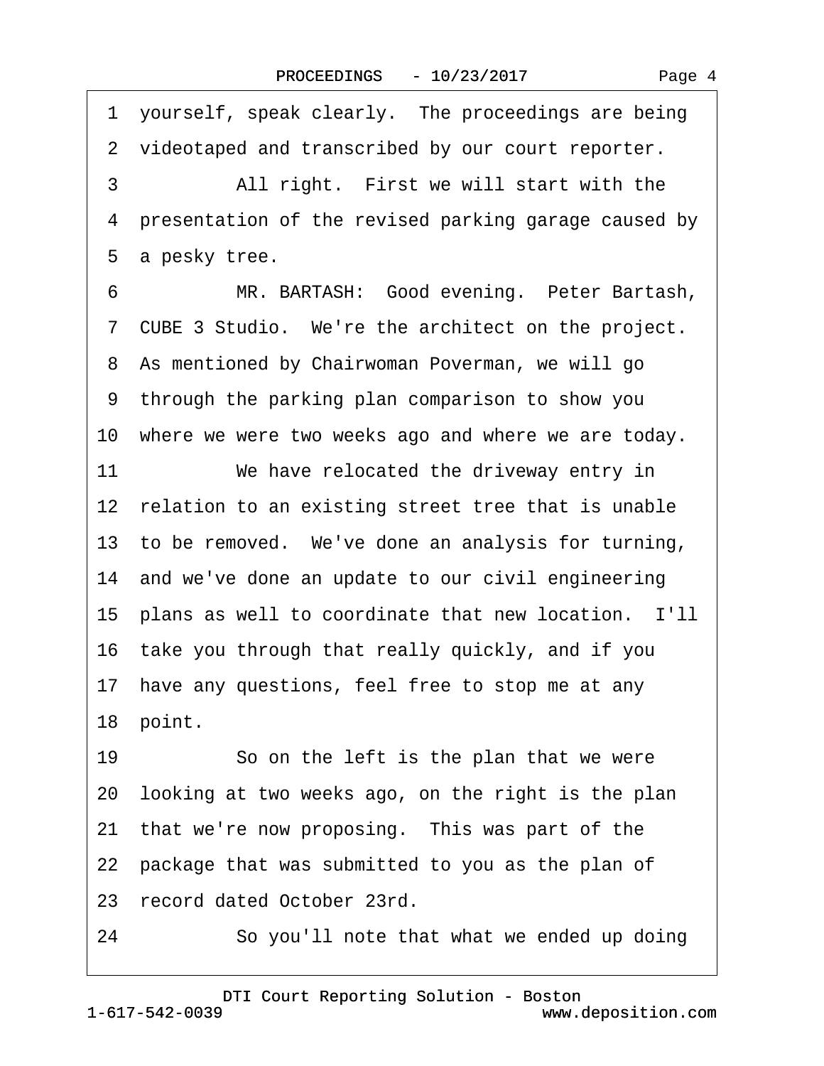1 yourself, speak clearly. The proceedings are being
2 videotaped and transcribed by our court reporter.
3 All right. First we will start with the
4 presentation of the revised parking garage caused by
5 a pesky tree.
6 MR. BARTASH: Good evening. Peter Bartash,
7 CUBE 3 Studio. We're the architect on the project.
8 As mentioned by Chairwoman Poverman, we will go
9 through the parking plan comparison to show you
10 where we were two weeks ago and where we are today.
11 We have relocated the driveway entry in
12 relation to an existing street tree that is unable
13 to be removed. We've done an analysis for turning,
14 and we've done an update to our civil engineering
15 plans as well to coordinate that new location. I'll
16 take you through that really quickly, and if you
17 have any questions, feel free to stop me at any
18 point.
19 So on the left is the plan that we were
20 looking at two weeks ago, on the right is the plan
21 that we're now proposing. This was part of the
22 package that was submitted to you as the plan of
23 record dated October 23rd.
24 So you'll note that what we ended up doing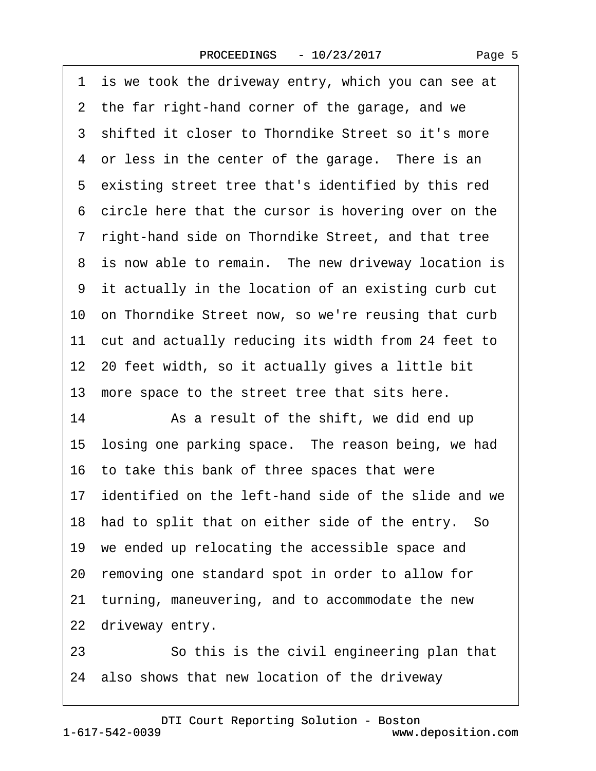1 is we took the driveway entry, which you can see at
2 the far right-hand corner of the garage, and we
3 shifted it closer to Thorndike Street so it's more
4 or less in the center of the garage. There is an
5 existing street tree that's identified by this red
6 circle here that the cursor is hovering over on the
7 right-hand side on Thorndike Street, and that tree
8 is now able to remain. The new driveway location is
9 it actually in the location of an existing curb cut
10 on Thorndike Street now, so we're reusing that curb
11 cut and actually reducing its width from 24 feet to
12 20 feet width, so it actually gives a little bit
13 more space to the street tree that sits here.
14 As a result of the shift, we did end up
15 losing one parking space. The reason being, we had
16 to take this bank of three spaces that were
17 identified on the left-hand side of the slide and we
18 had to split that on either side of the entry. So
19 we ended up relocating the accessible space and
20 removing one standard spot in order to allow for
21 turning, maneuvering, and to accommodate the new
22 driveway entry.
23 So this is the civil engineering plan that
24 also shows that new location of the driveway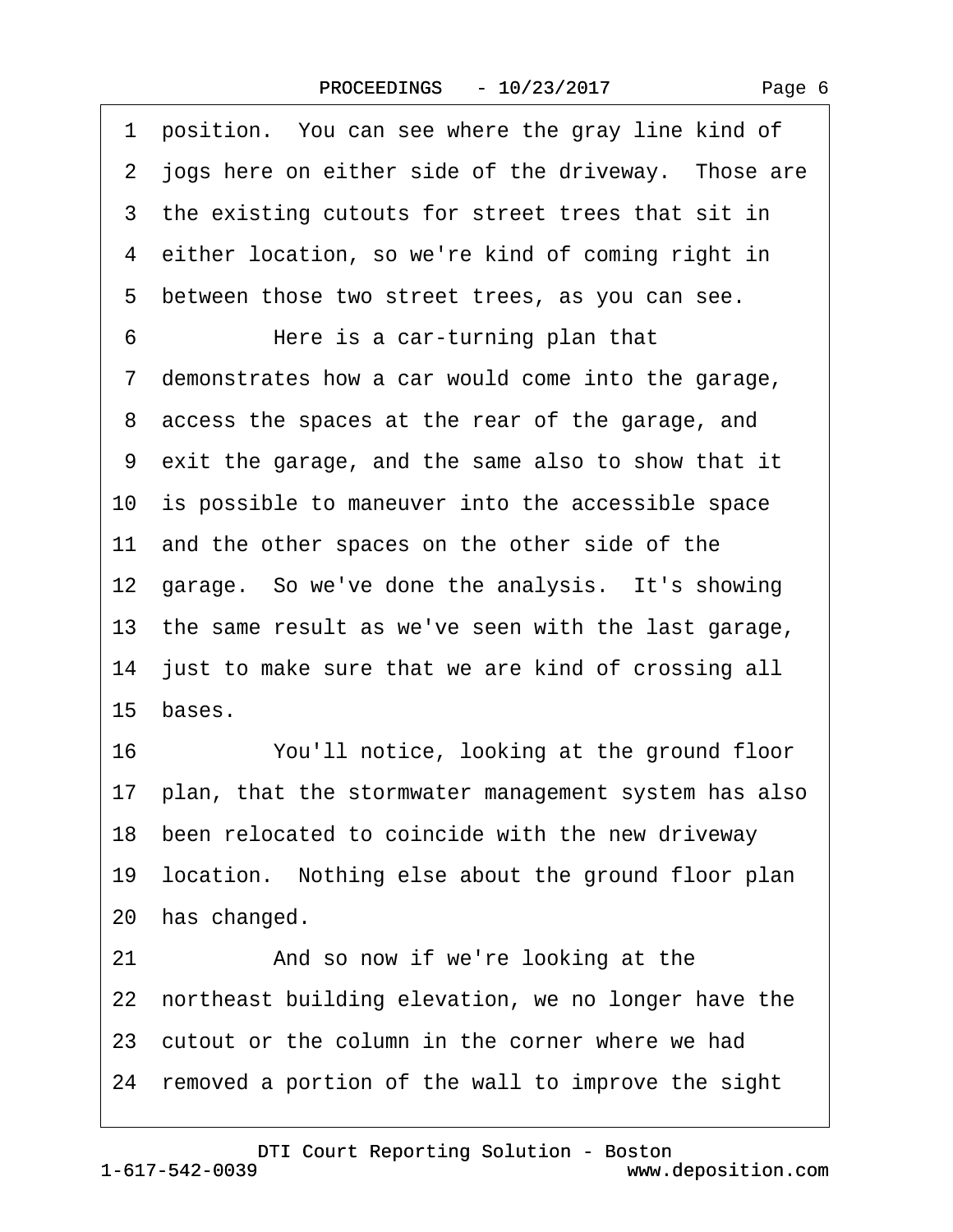1 position. You can see where the gray line kind of
2 jogs here on either side of the driveway. Those are
3 the existing cutouts for street trees that sit in
4 either location, so we're kind of coming right in
5 between those two street trees, as you can see.
6 Here is a car-turning plan that
7 demonstrates how a car would come into the garage,
8 access the spaces at the rear of the garage, and
9 exit the garage, and the same also to show that it
10 is possible to maneuver into the accessible space
11 and the other spaces on the other side of the
12 garage. So we've done the analysis. It's showing
13 the same result as we've seen with the last garage,
14 just to make sure that we are kind of crossing all
15 bases.
16 You'll notice, looking at the ground floor
17 plan, that the stormwater management system has also
18 been relocated to coincide with the new driveway
19 location. Nothing else about the ground floor plan
20 has changed.
21 And so now if we're looking at the
22 northeast building elevation, we no longer have the
23 cutout or the column in the corner where we had
24 removed a portion of the wall to improve the sight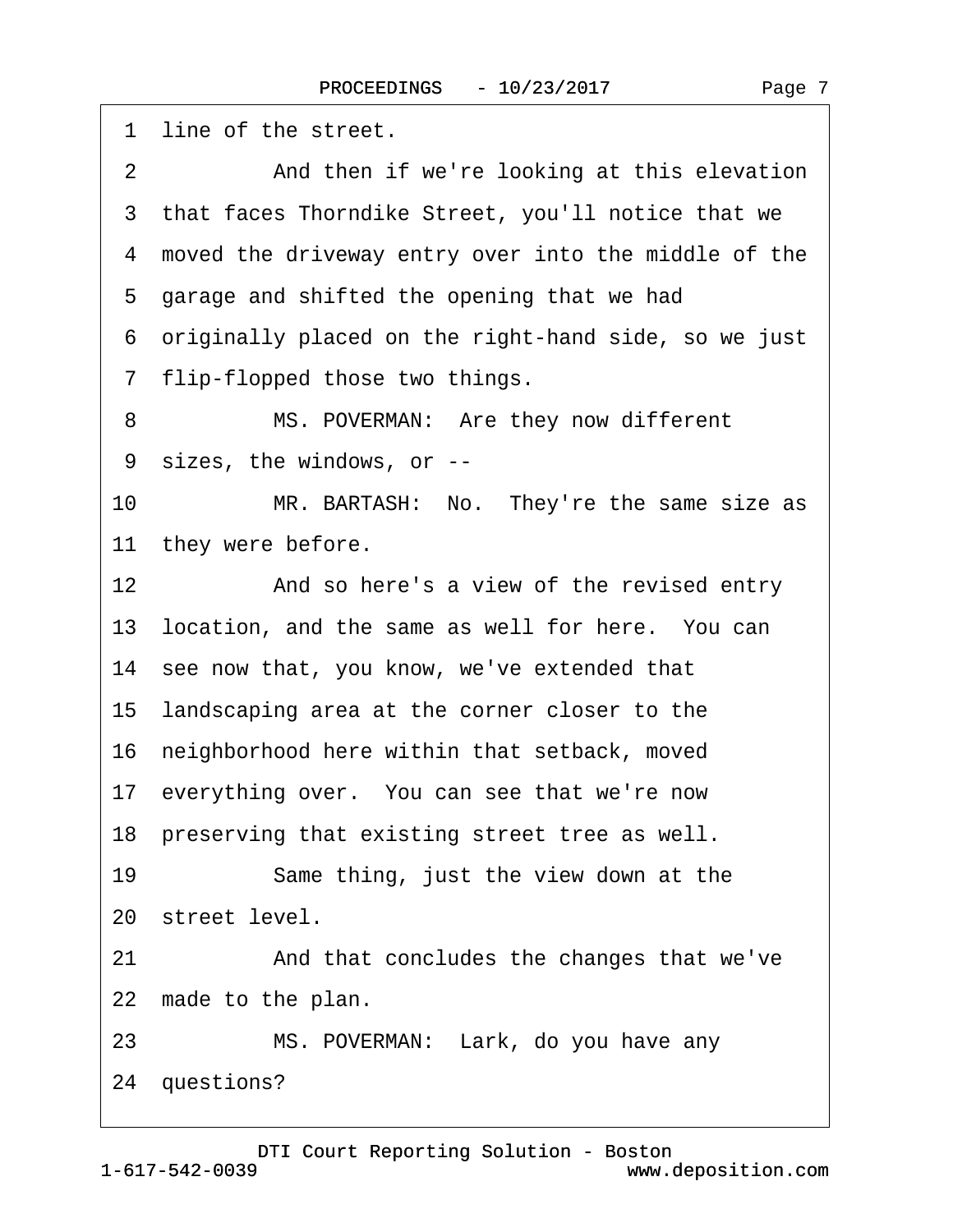1 line of the street.

2 And then if we're looking at this elevation

3 that faces Thorndike Street, you'll notice that we

4 moved the driveway entry over into the middle of the

5 garage and shifted the opening that we had

6 originally placed on the right-hand side, so we just

7 flip-flopped those two things.

8 MS. POVERMAN: Are they now different

9 sizes, the windows, or --

10 MR. BARTASH: No. They're the same size as

11 they were before.

12 And so here's a view of the revised entry

13 location, and the same as well for here. You can

14 see now that, you know, we've extended that

15 landscaping area at the corner closer to the

16 neighborhood here within that setback, moved

17 everything over. You can see that we're now

18 preserving that existing street tree as well.

19 Same thing, just the view down at the

20 street level.

21 And that concludes the changes that we've

22 made to the plan.

23 MS. POVERMAN: Lark, do you have any

24 questions?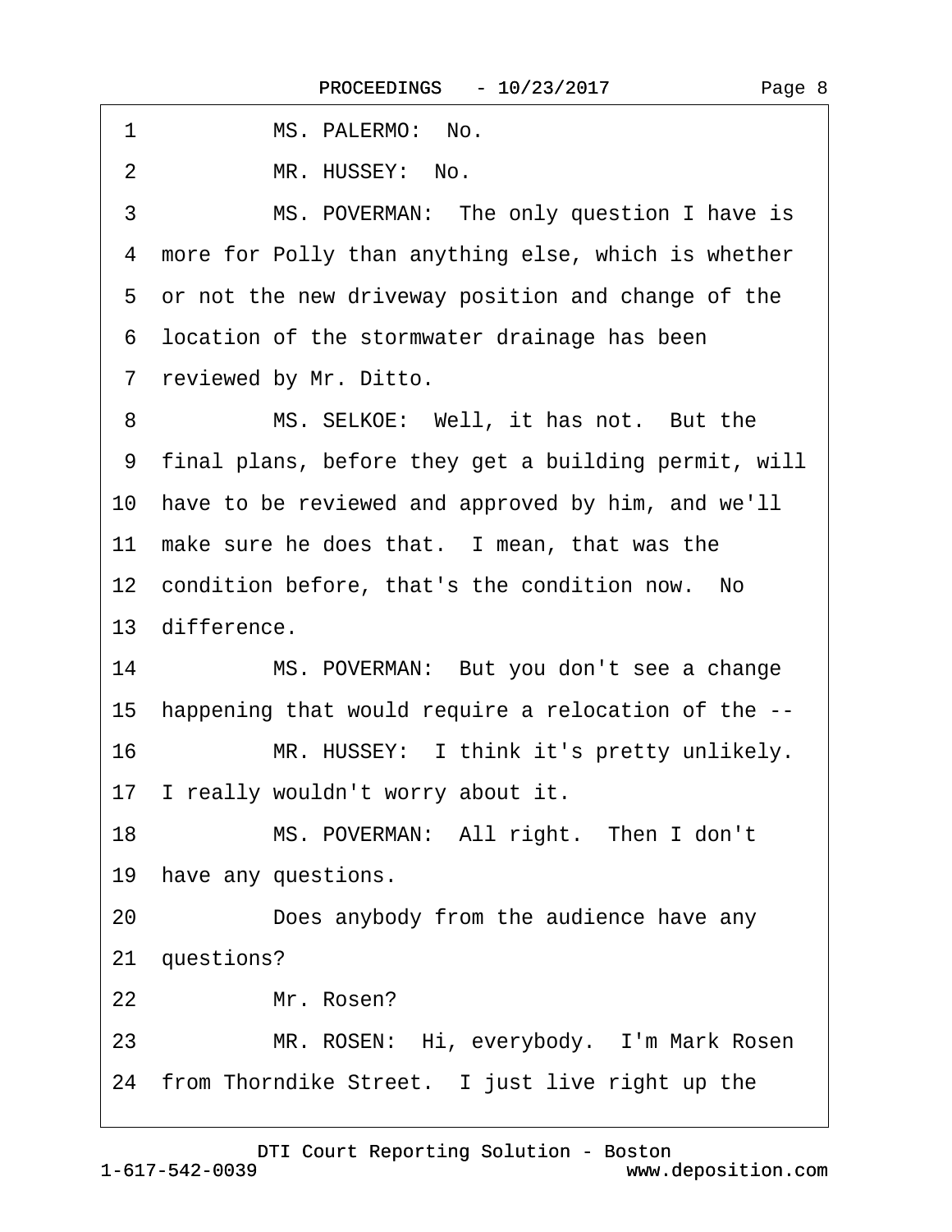1 MS. PALERMO: No.

2 MR. HUSSEY: No.

3 MS. POVERMAN: The only question I have is

4 more for Polly than anything else, which is whether

5 or not the new driveway position and change of the

6 location of the stormwater drainage has been

7 reviewed by Mr. Ditto.

8 MS. SELKOE: Well, it has not. But the

9 final plans, before they get a building permit, will

10 have to be reviewed and approved by him, and we'll

11 make sure he does that. I mean, that was the

12 condition before, that's the condition now. No

13 difference.

14 MS. POVERMAN: But you don't see a change

15 happening that would require a relocation of the --

16 MR. HUSSEY: I think it's pretty unlikely.

17 I really wouldn't worry about it.

18 MS. POVERMAN: All right. Then I don't

19 have any questions.

20 Does anybody from the audience have any

21 questions?

22 Mr. Rosen?

23 MR. ROSEN: Hi, everybody. I'm Mark Rosen

24 from Thorndike Street. I just live right up the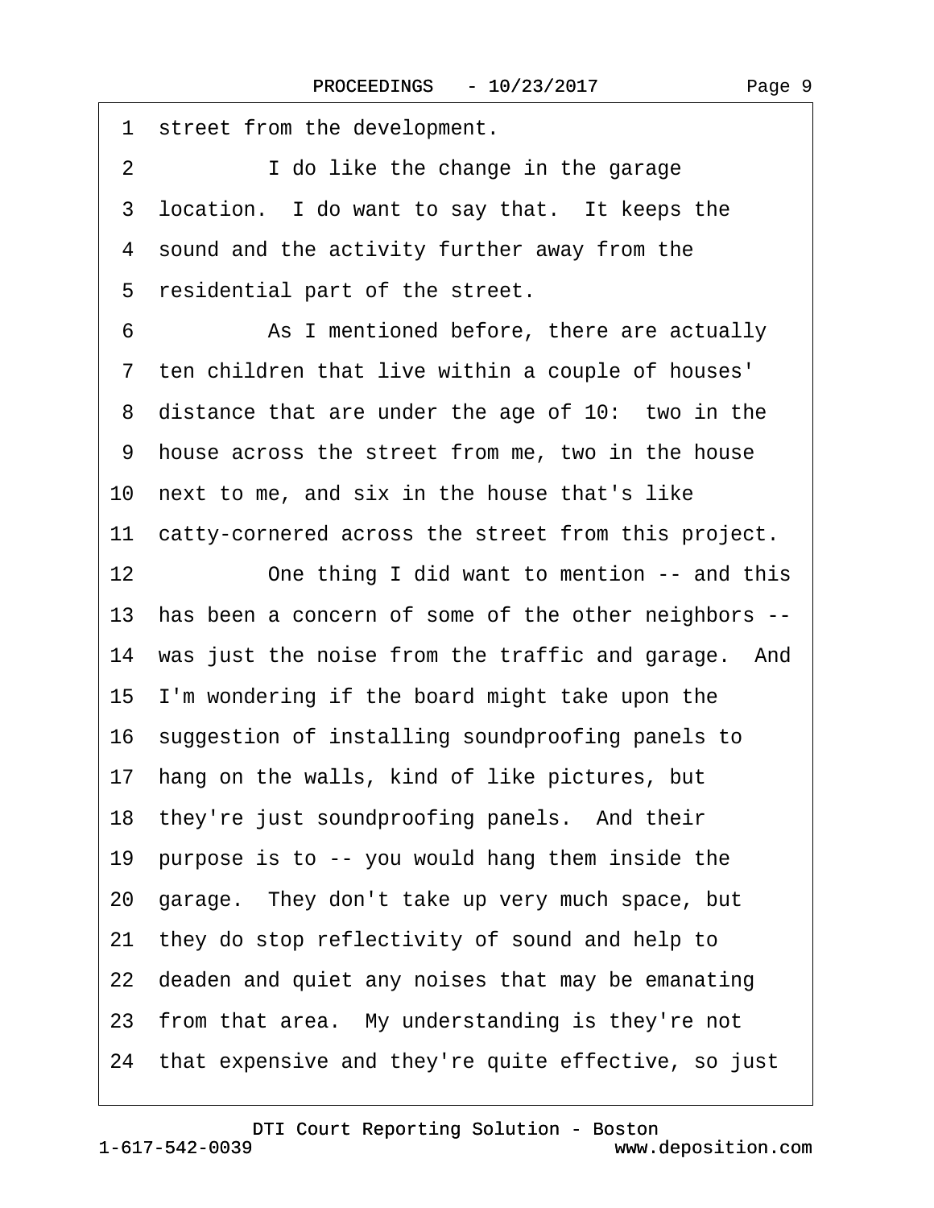1 street from the development.

2 I do like the change in the garage

3 location. I do want to say that. It keeps the

4 sound and the activity further away from the

5 residential part of the street.

6 As I mentioned before, there are actually

7 ten children that live within a couple of houses'

8 distance that are under the age of 10: two in the

9 house across the street from me, two in the house

10 next to me, and six in the house that's like

11 catty-cornered across the street from this project.

12 One thing I did want to mention -- and this

13 has been a concern of some of the other neighbors --

14 was just the noise from the traffic and garage. And

15 I'm wondering if the board might take upon the

16 suggestion of installing soundproofing panels to

17 hang on the walls, kind of like pictures, but

18 they're just soundproofing panels. And their

19 purpose is to -- you would hang them inside the

20 garage. They don't take up very much space, but

21 they do stop reflectivity of sound and help to

22 deaden and quiet any noises that may be emanating

23 from that area. My understanding is they're not

24 that expensive and they're quite effective, so just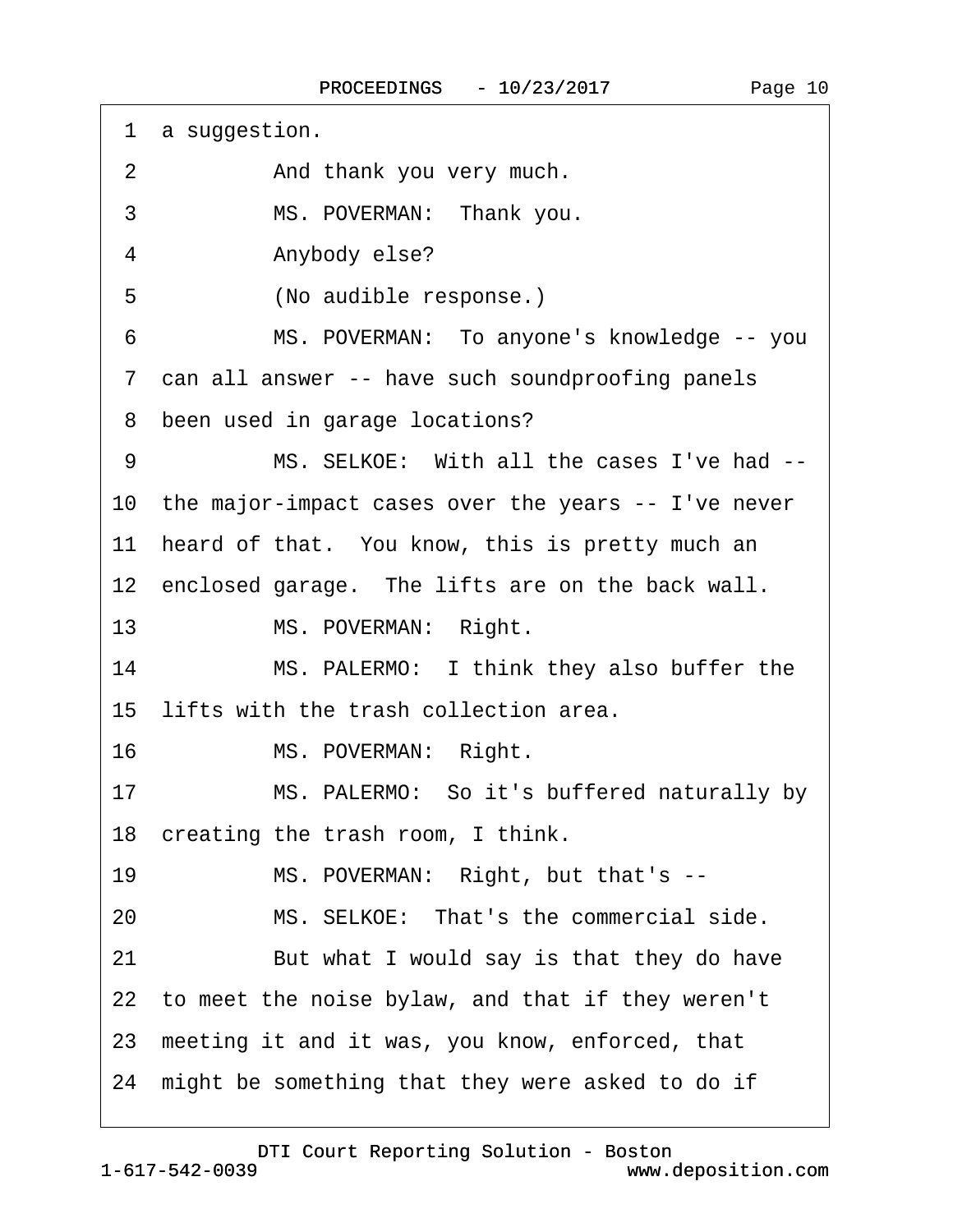1 a suggestion.

2 And thank you very much.

3 MS. POVERMAN: Thank you.

4 Anybody else?

5 (No audible response.)

6 MS. POVERMAN: To anyone's knowledge -- you

7 can all answer -- have such soundproofing panels

8 been used in garage locations?

9 MS. SELKOE: With all the cases I've had --

10 the major-impact cases over the years -- I've never

11 heard of that. You know, this is pretty much an

12 enclosed garage. The lifts are on the back wall.

13 MS. POVERMAN: Right.

14 MS. PALERMO: I think they also buffer the

15 lifts with the trash collection area.

16 MS. POVERMAN: Right.

17 MS. PALERMO: So it's buffered naturally by

18 creating the trash room, I think.

19 MS. POVERMAN: Right, but that's --

20 MS. SELKOE: That's the commercial side.

21 But what I would say is that they do have

22 to meet the noise bylaw, and that if they weren't

23 meeting it and it was, you know, enforced, that

24 might be something that they were asked to do if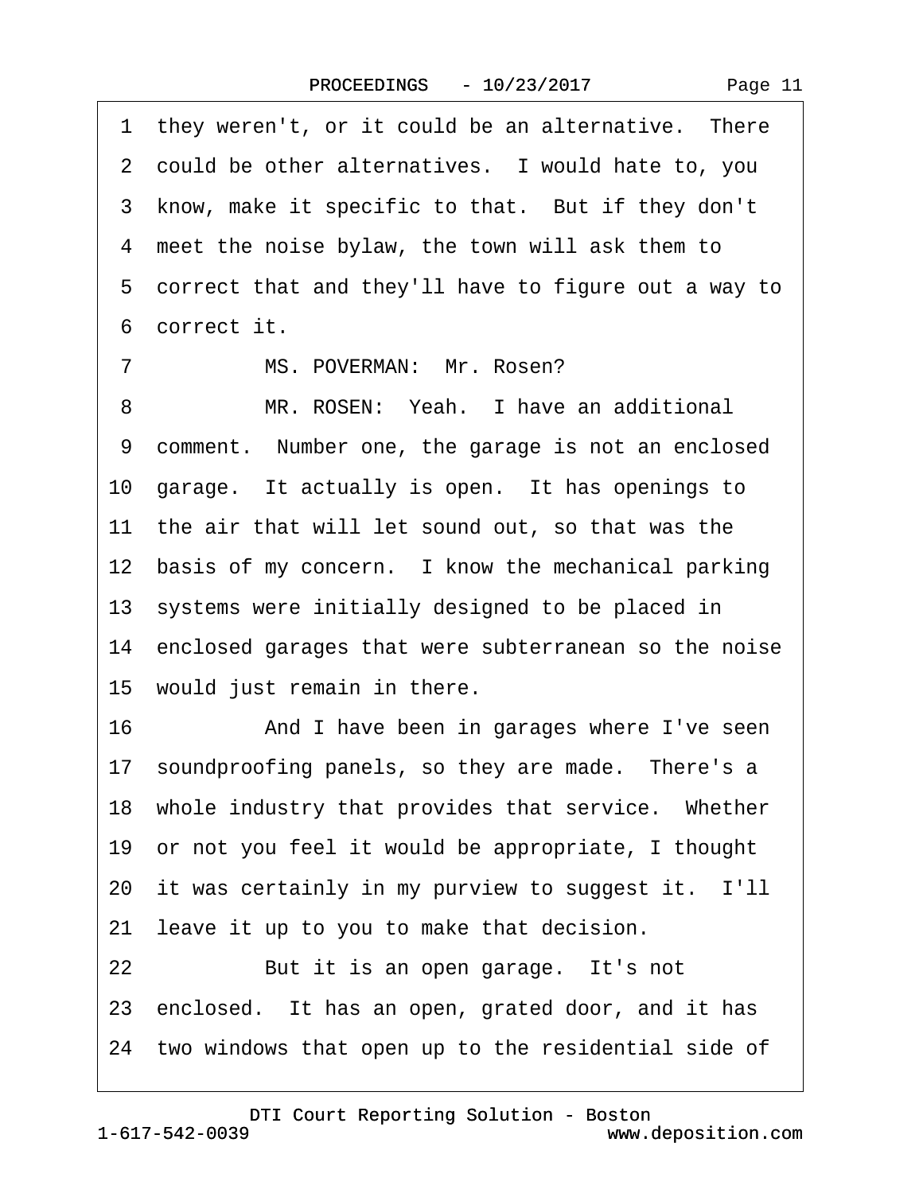1 they weren't, or it could be an alternative. There
2 could be other alternatives. I would hate to, you
3 know, make it specific to that. But if they don't
4 meet the noise bylaw, the town will ask them to
5 correct that and they'll have to figure out a way to
6 correct it.
7 MS. POVERMAN: Mr. Rosen?
8 MR. ROSEN: Yeah. I have an additional
9 comment. Number one, the garage is not an enclosed
10 garage. It actually is open. It has openings to
11 the air that will let sound out, so that was the
12 basis of my concern. I know the mechanical parking
13 systems were initially designed to be placed in
14 enclosed garages that were subterranean so the noise
15 would just remain in there.
16 And I have been in garages where I've seen
17 soundproofing panels, so they are made. There's a
18 whole industry that provides that service. Whether
19 or not you feel it would be appropriate, I thought
20 it was certainly in my purview to suggest it. I'll
21 leave it up to you to make that decision.
22 But it is an open garage. It's not
23 enclosed. It has an open, grated door, and it has
24 two windows that open up to the residential side of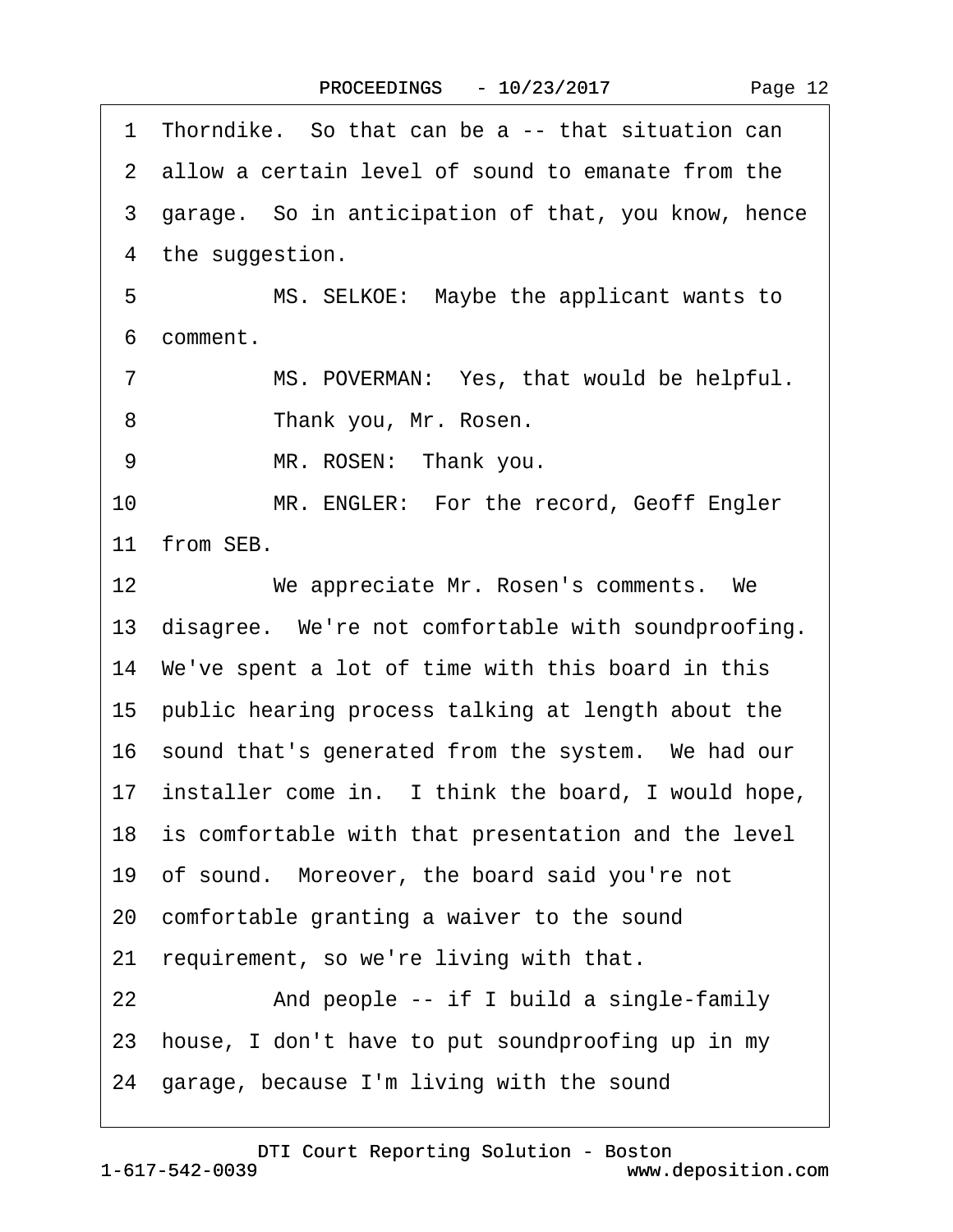1 Thorndike. So that can be a -- that situation can
2 allow a certain level of sound to emanate from the
3 garage. So in anticipation of that, you know, hence
4 the suggestion.
5 MS. SELKOE: Maybe the applicant wants to
6 comment.
7 MS. POVERMAN: Yes, that would be helpful.
8 Thank you, Mr. Rosen.
9 MR. ROSEN: Thank you.
10 MR. ENGLER: For the record, Geoff Engler
11 from SEB.
12 We appreciate Mr. Rosen's comments. We
13 disagree. We're not comfortable with soundproofing.
14 We've spent a lot of time with this board in this
15 public hearing process talking at length about the
16 sound that's generated from the system. We had our
17 installer come in. I think the board, I would hope,
18 is comfortable with that presentation and the level
19 of sound. Moreover, the board said you're not
20 comfortable granting a waiver to the sound
21 requirement, so we're living with that.
22 And people -- if I build a single-family
23 house, I don't have to put soundproofing up in my
24 garage, because I'm living with the sound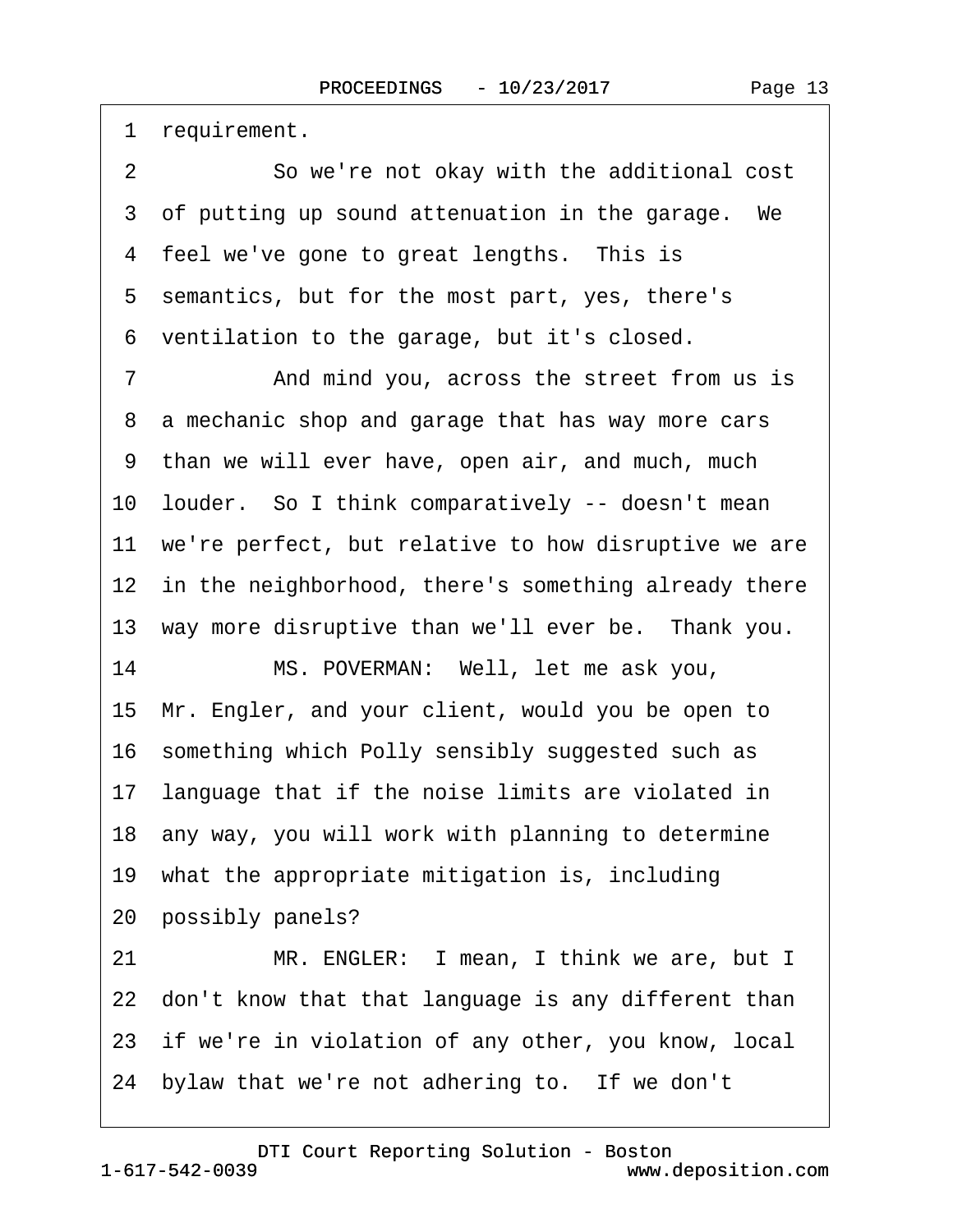1 requirement.

2 So we're not okay with the additional cost

3 of putting up sound attenuation in the garage. We

4 feel we've gone to great lengths. This is

5 semantics, but for the most part, yes, there's

6 ventilation to the garage, but it's closed.

7 And mind you, across the street from us is

8 a mechanic shop and garage that has way more cars

9 than we will ever have, open air, and much, much

10 louder. So I think comparatively -- doesn't mean

11 we're perfect, but relative to how disruptive we are

12 in the neighborhood, there's something already there

13 way more disruptive than we'll ever be. Thank you.

14 MS. POVERMAN: Well, let me ask you,

15 Mr. Engler, and your client, would you be open to

16 something which Polly sensibly suggested such as

17 language that if the noise limits are violated in

18 any way, you will work with planning to determine

19 what the appropriate mitigation is, including

20 possibly panels?

21 MR. ENGLER: I mean, I think we are, but I

22 don't know that that language is any different than

23 if we're in violation of any other, you know, local

24 bylaw that we're not adhering to. If we don't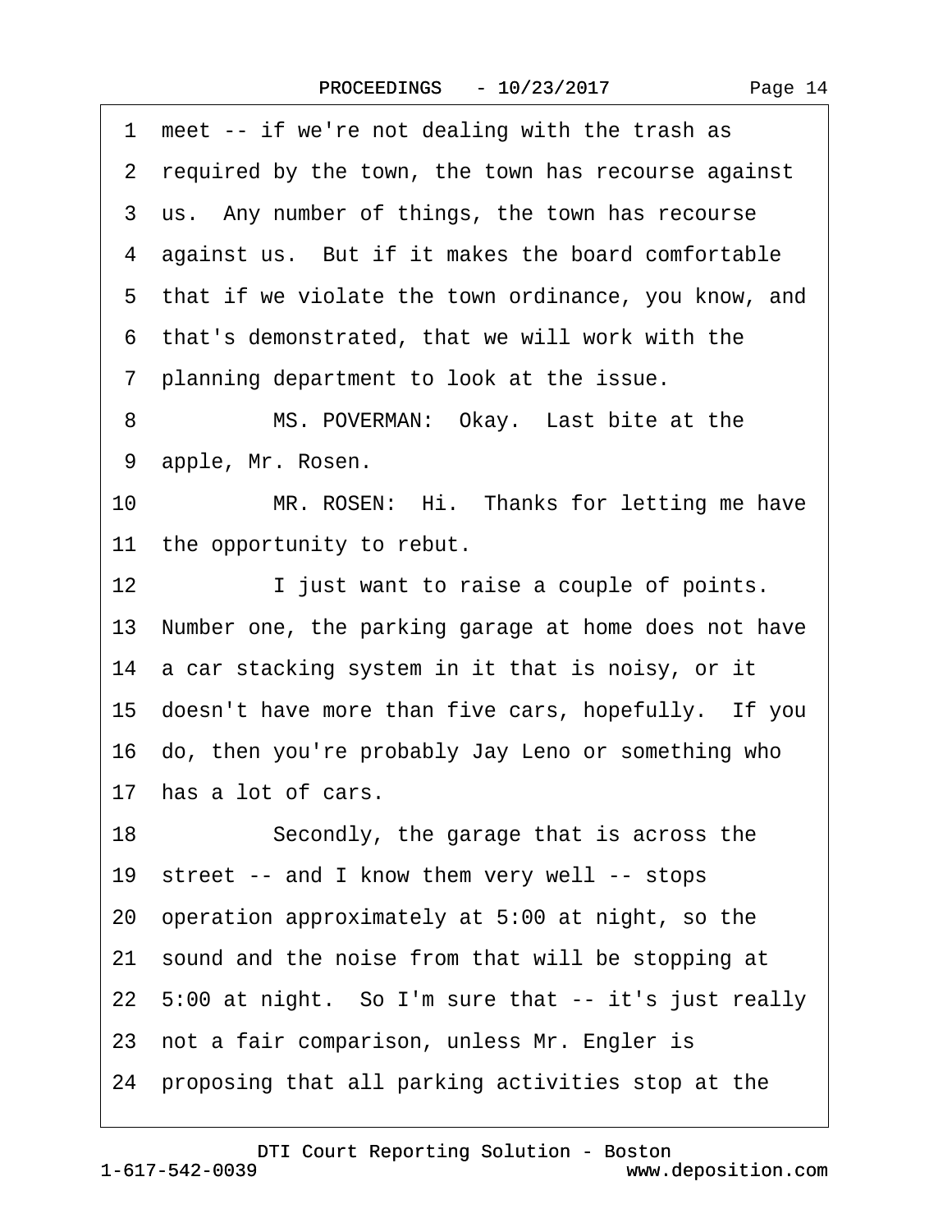1 meet -- if we're not dealing with the trash as

2 required by the town, the town has recourse against

3 us. Any number of things, the town has recourse

4 against us. But if it makes the board comfortable

5 that if we violate the town ordinance, you know, and

6 that's demonstrated, that we will work with the

7 planning department to look at the issue.

8 MS. POVERMAN: Okay. Last bite at the

9 apple, Mr. Rosen.

10 MR. ROSEN: Hi. Thanks for letting me have

11 the opportunity to rebut.

12 I just want to raise a couple of points.

13 Number one, the parking garage at home does not have

14 a car stacking system in it that is noisy, or it

15 doesn't have more than five cars, hopefully. If you

16 do, then you're probably Jay Leno or something who

17 has a lot of cars.

18 Secondly, the garage that is across the

19 street -- and I know them very well -- stops

20 operation approximately at 5:00 at night, so the

21 sound and the noise from that will be stopping at

22 5:00 at night. So I'm sure that -- it's just really

23 not a fair comparison, unless Mr. Engler is

24 proposing that all parking activities stop at the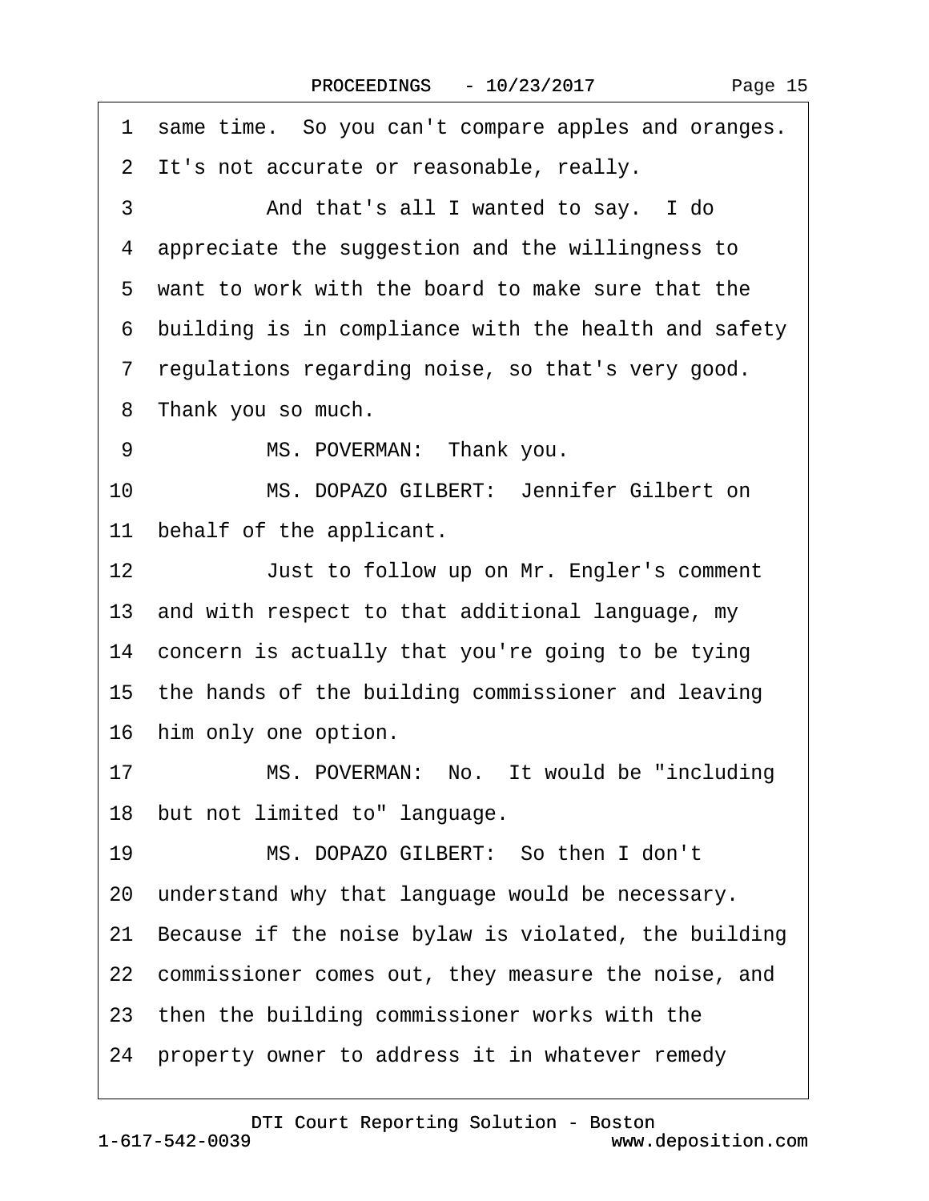1 same time. So you can't compare apples and oranges.
2 It's not accurate or reasonable, really.
3 And that's all I wanted to say. I do
4 appreciate the suggestion and the willingness to
5 want to work with the board to make sure that the
6 building is in compliance with the health and safety
7 regulations regarding noise, so that's very good.
8 Thank you so much.
9 MS. POVERMAN: Thank you.
10 MS. DOPAZO GILBERT: Jennifer Gilbert on
11 behalf of the applicant.
12 Just to follow up on Mr. Engler's comment
13 and with respect to that additional language, my
14 concern is actually that you're going to be tying
15 the hands of the building commissioner and leaving
16 him only one option.
17 MS. POVERMAN: No. It would be "including
18 but not limited to" language.
19 MS. DOPAZO GILBERT: So then I don't
20 understand why that language would be necessary.
21 Because if the noise bylaw is violated, the building
22 commissioner comes out, they measure the noise, and
23 then the building commissioner works with the
24 property owner to address it in whatever remedy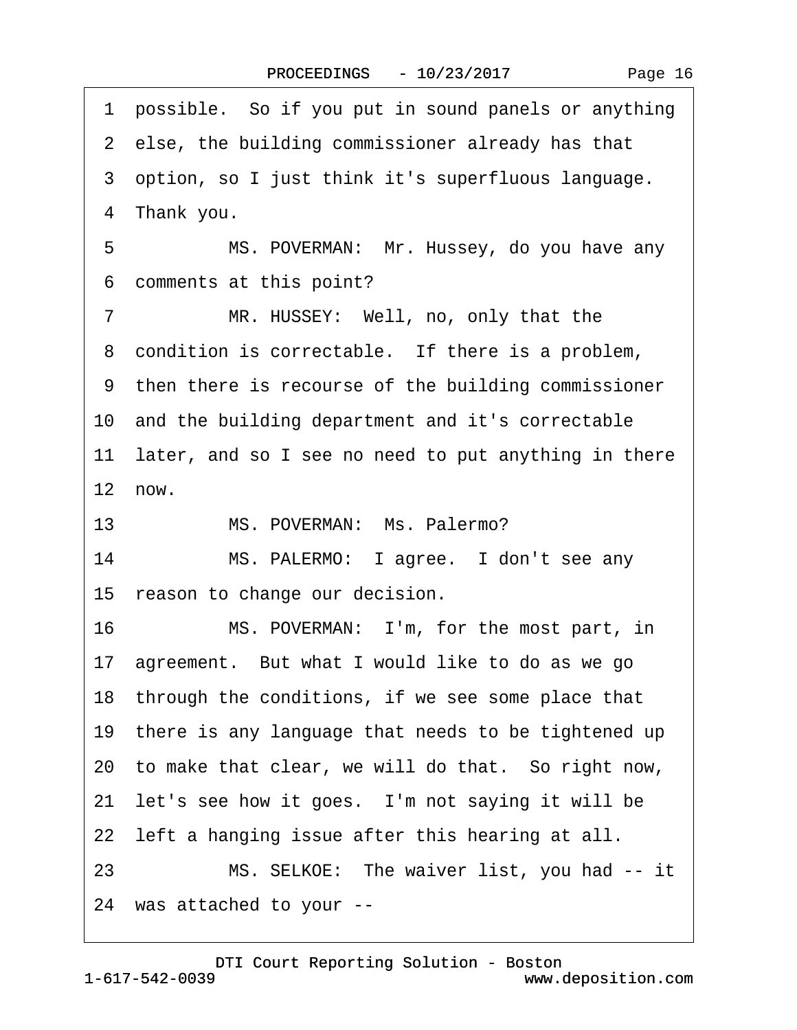1 possible. So if you put in sound panels or anything
2 else, the building commissioner already has that
3 option, so I just think it's superfluous language.
4 Thank you.
5 MS. POVERMAN: Mr. Hussey, do you have any
6 comments at this point?
7 MR. HUSSEY: Well, no, only that the
8 condition is correctable. If there is a problem,
9 then there is recourse of the building commissioner
10 and the building department and it's correctable
11 later, and so I see no need to put anything in there
12 now.
13 MS. POVERMAN: Ms. Palermo?
14 MS. PALERMO: I agree. I don't see any
15 reason to change our decision.
16 MS. POVERMAN: I'm, for the most part, in
17 agreement. But what I would like to do as we go
18 through the conditions, if we see some place that
19 there is any language that needs to be tightened up
20 to make that clear, we will do that. So right now,
21 let's see how it goes. I'm not saying it will be
22 left a hanging issue after this hearing at all.
23 MS. SELKOE: The waiver list, you had -- it
24 was attached to your --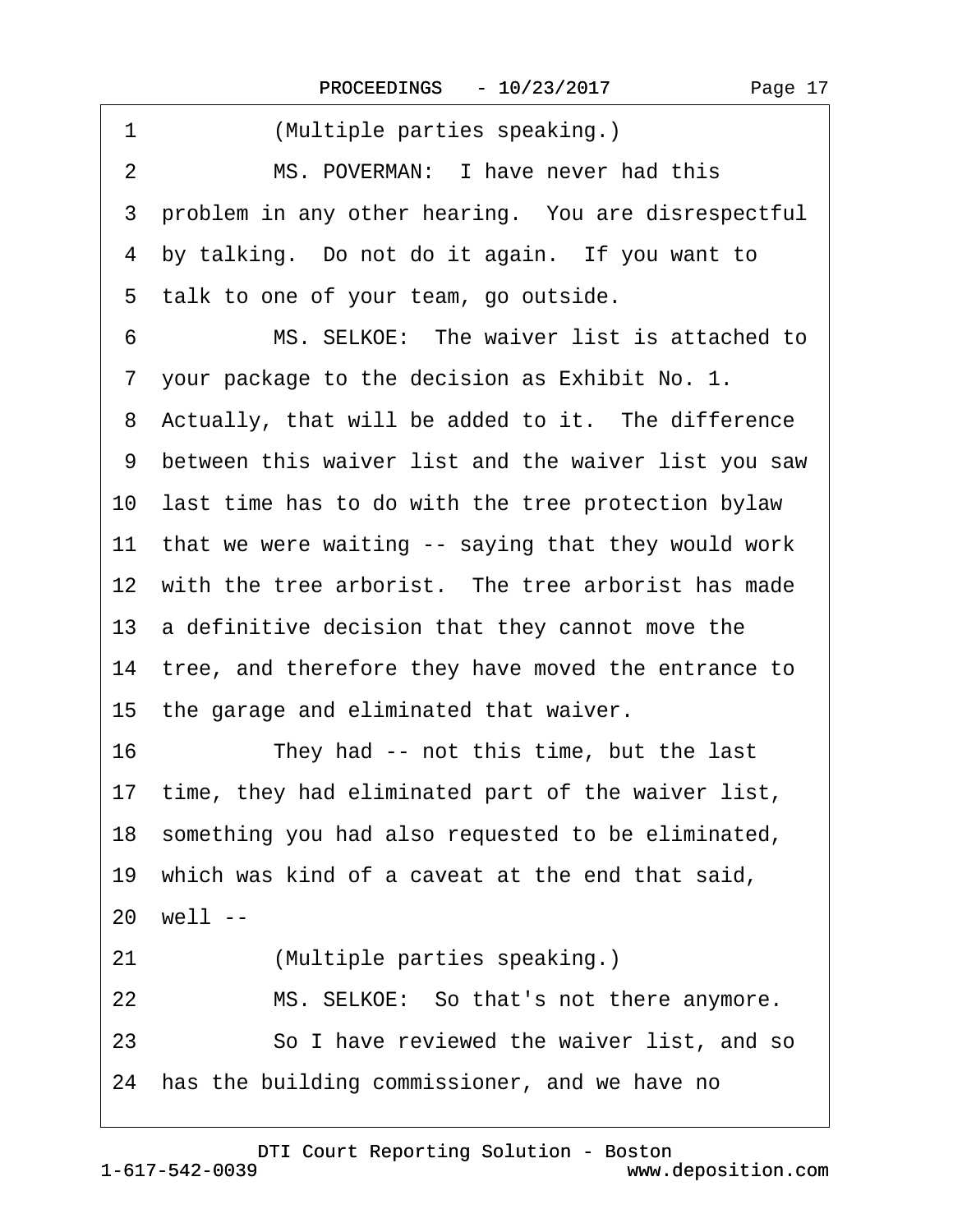1 (Multiple parties speaking.)

2 MS. POVERMAN: I have never had this

3 problem in any other hearing. You are disrespectful

4 by talking. Do not do it again. If you want to

5 talk to one of your team, go outside.

6 MS. SELKOE: The waiver list is attached to

7 your package to the decision as Exhibit No. 1.

8 Actually, that will be added to it. The difference

9 between this waiver list and the waiver list you saw

10 last time has to do with the tree protection bylaw

11 that we were waiting -- saying that they would work

12 with the tree arborist. The tree arborist has made

13 a definitive decision that they cannot move the

14 tree, and therefore they have moved the entrance to

15 the garage and eliminated that waiver.

16 They had -- not this time, but the last

17 time, they had eliminated part of the waiver list,

18 something you had also requested to be eliminated,

19 which was kind of a caveat at the end that said,

20 well --

21 (Multiple parties speaking.)

22 MS. SELKOE: So that's not there anymore.

23 So I have reviewed the waiver list, and so

24 has the building commissioner, and we have no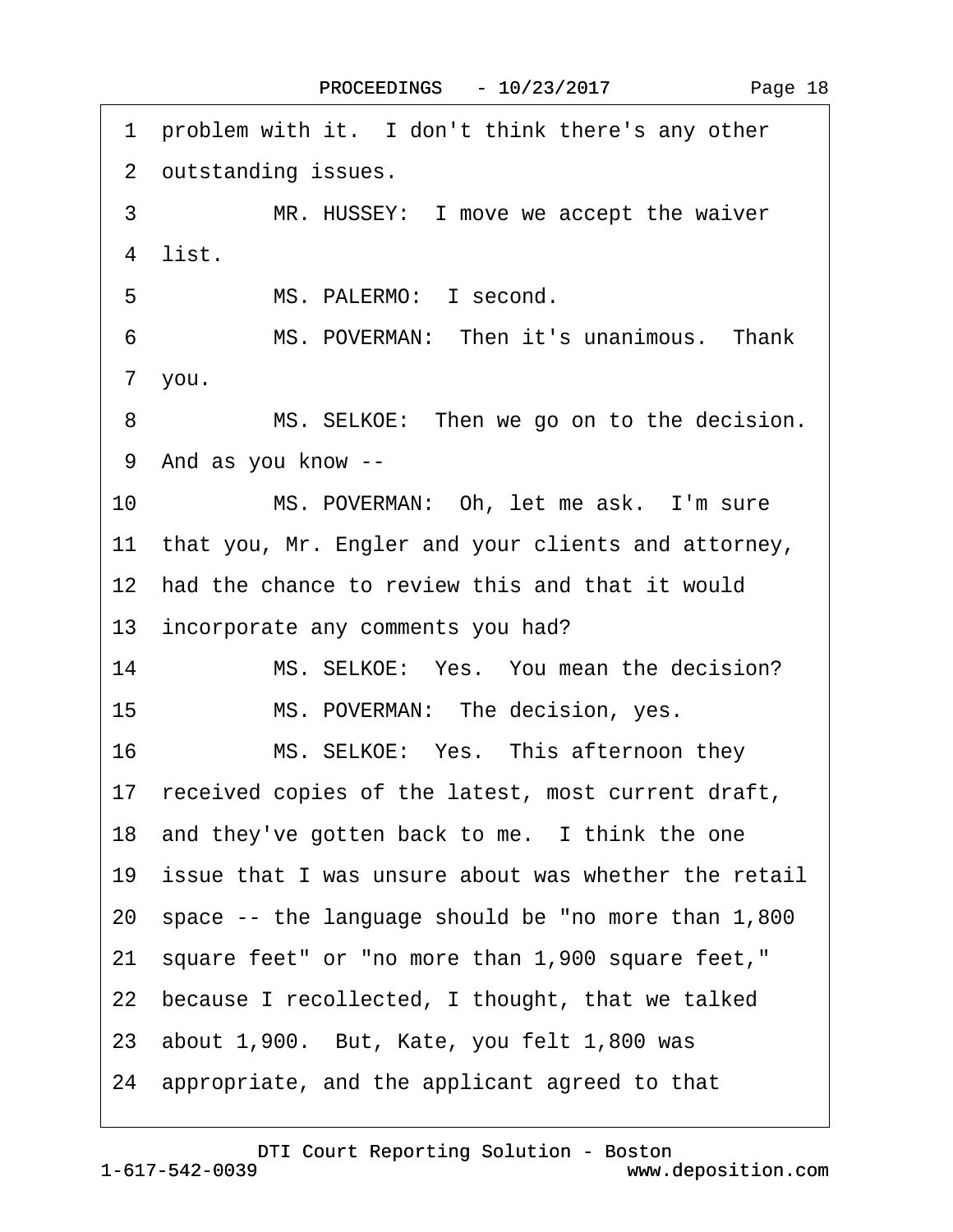1 problem with it. I don't think there's any other

2 outstanding issues.

3 MR. HUSSEY: I move we accept the waiver

4 list.

5 MS. PALERMO: I second.

6 MS. POVERMAN: Then it's unanimous. Thank

7 you.

8 MS. SELKOE: Then we go on to the decision.

9 And as you know --

10 MS. POVERMAN: Oh, let me ask. I'm sure

11 that you, Mr. Engler and your clients and attorney,

12 had the chance to review this and that it would

13 incorporate any comments you had?

14 MS. SELKOE: Yes. You mean the decision?

15 MS. POVERMAN: The decision, yes.

16 MS. SELKOE: Yes. This afternoon they

17 received copies of the latest, most current draft,

18 and they've gotten back to me. I think the one

19 issue that I was unsure about was whether the retail

20 space -- the language should be "no more than 1,800

21 square feet" or "no more than 1,900 square feet,"

22 because I recollected, I thought, that we talked

23 about 1,900. But, Kate, you felt 1,800 was

24 appropriate, and the applicant agreed to that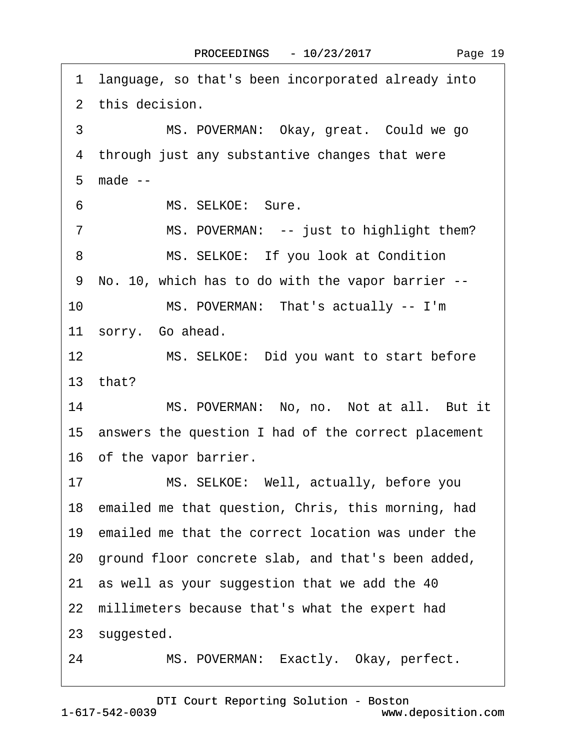1 language, so that's been incorporated already into
2 this decision.
3 MS. POVERMAN: Okay, great. Could we go
4 through just any substantive changes that were
5 made --
6 MS. SELKOE: Sure.
7 MS. POVERMAN: -- just to highlight them?
8 MS. SELKOE: If you look at Condition
9 No. 10, which has to do with the vapor barrier --
10 MS. POVERMAN: That's actually -- I'm
11 sorry. Go ahead.
12 MS. SELKOE: Did you want to start before
13 that?
14 MS. POVERMAN: No, no. Not at all. But it
15 answers the question I had of the correct placement
16 of the vapor barrier.
17 MS. SELKOE: Well, actually, before you
18 emailed me that question, Chris, this morning, had
19 emailed me that the correct location was under the
20 ground floor concrete slab, and that's been added,
21 as well as your suggestion that we add the 40
22 millimeters because that's what the expert had
23 suggested.
24 MS. POVERMAN: Exactly. Okay, perfect.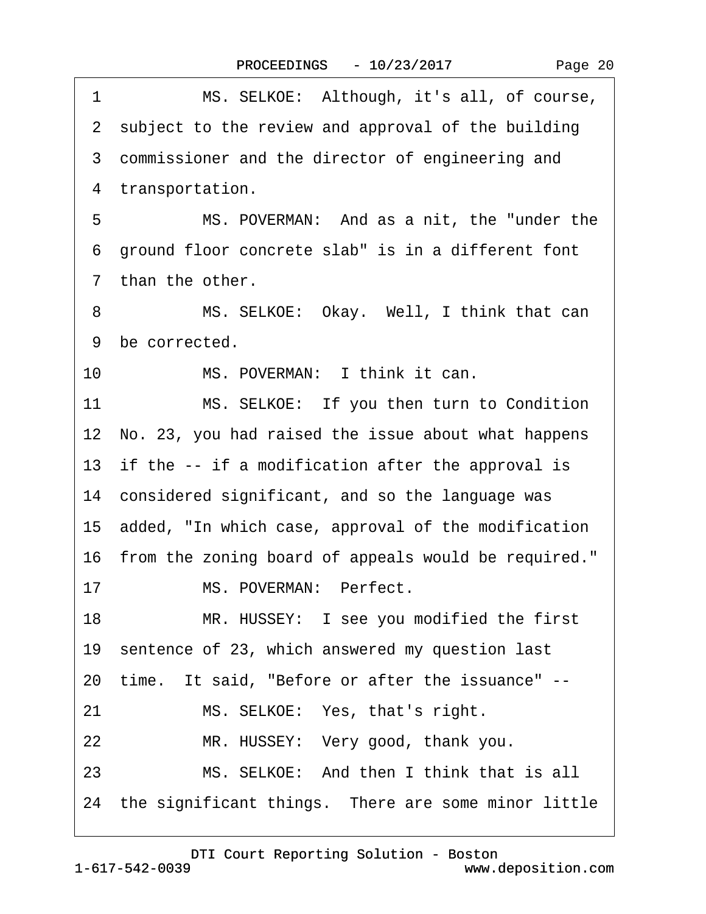1 MS. SELKOE: Although, it's all, of course,
2 subject to the review and approval of the building
3 commissioner and the director of engineering and
4 transportation.
5 MS. POVERMAN: And as a nit, the "under the
6 ground floor concrete slab" is in a different font
7 than the other.
8 MS. SELKOE: Okay. Well, I think that can
9 be corrected.
10 MS. POVERMAN: I think it can.
11 MS. SELKOE: If you then turn to Condition
12 No. 23, you had raised the issue about what happens
13 if the -- if a modification after the approval is
14 considered significant, and so the language was
15 added, "In which case, approval of the modification
16 from the zoning board of appeals would be required."
17 MS. POVERMAN: Perfect.
18 MR. HUSSEY: I see you modified the first
19 sentence of 23, which answered my question last
20 time. It said, "Before or after the issuance" --
21 MS. SELKOE: Yes, that's right.
22 MR. HUSSEY: Very good, thank you.
23 MS. SELKOE: And then I think that is all
24 the significant things. There are some minor little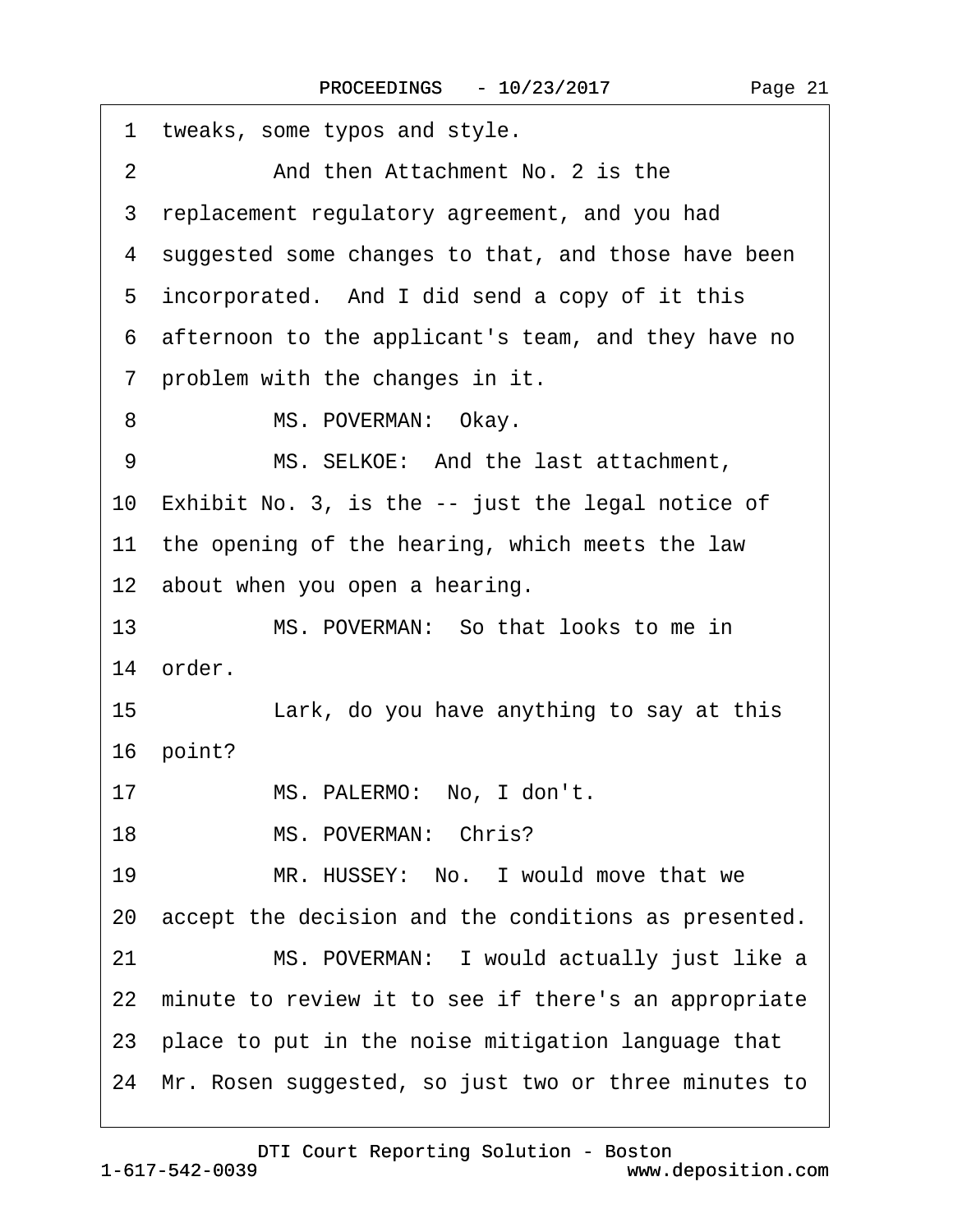1 tweaks, some typos and style.

2 And then Attachment No. 2 is the

3 replacement regulatory agreement, and you had

4 suggested some changes to that, and those have been

5 incorporated. And I did send a copy of it this

6 afternoon to the applicant's team, and they have no

7 problem with the changes in it.

8 MS. POVERMAN: Okay.

9 MS. SELKOE: And the last attachment,

10 Exhibit No. 3, is the -- just the legal notice of

11 the opening of the hearing, which meets the law

12 about when you open a hearing.

13 MS. POVERMAN: So that looks to me in

14 order.

15 Lark, do you have anything to say at this

16 point?

17 MS. PALERMO: No, I don't.

18 MS. POVERMAN: Chris?

19 MR. HUSSEY: No. I would move that we

20 accept the decision and the conditions as presented.

21 MS. POVERMAN: I would actually just like a

22 minute to review it to see if there's an appropriate

23 place to put in the noise mitigation language that

24 Mr. Rosen suggested, so just two or three minutes to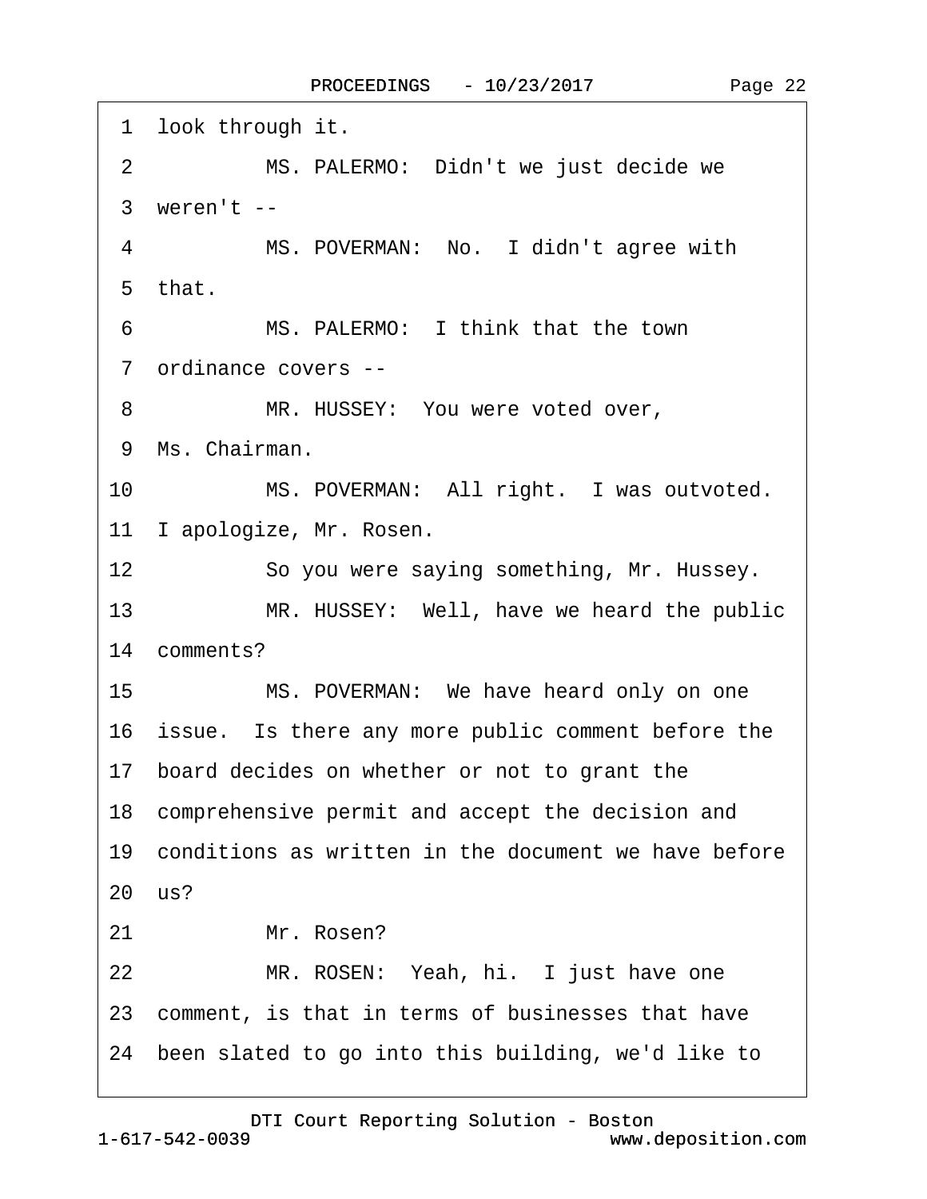1 look through it.

2 MS. PALERMO: Didn't we just decide we

3 weren't --

4 MS. POVERMAN: No. I didn't agree with

5 that.

6 MS. PALERMO: I think that the town

7 ordinance covers --

8 MR. HUSSEY: You were voted over,

9 Ms. Chairman.

10 MS. POVERMAN: All right. I was outvoted.

11 I apologize, Mr. Rosen.

12 So you were saying something, Mr. Hussey.

13 MR. HUSSEY: Well, have we heard the public

14 comments?

15 MS. POVERMAN: We have heard only on one

16 issue. Is there any more public comment before the

17 board decides on whether or not to grant the

18 comprehensive permit and accept the decision and

19 conditions as written in the document we have before

20 us?

21 Mr. Rosen?

22 MR. ROSEN: Yeah, hi. I just have one

23 comment, is that in terms of businesses that have

24 been slated to go into this building, we'd like to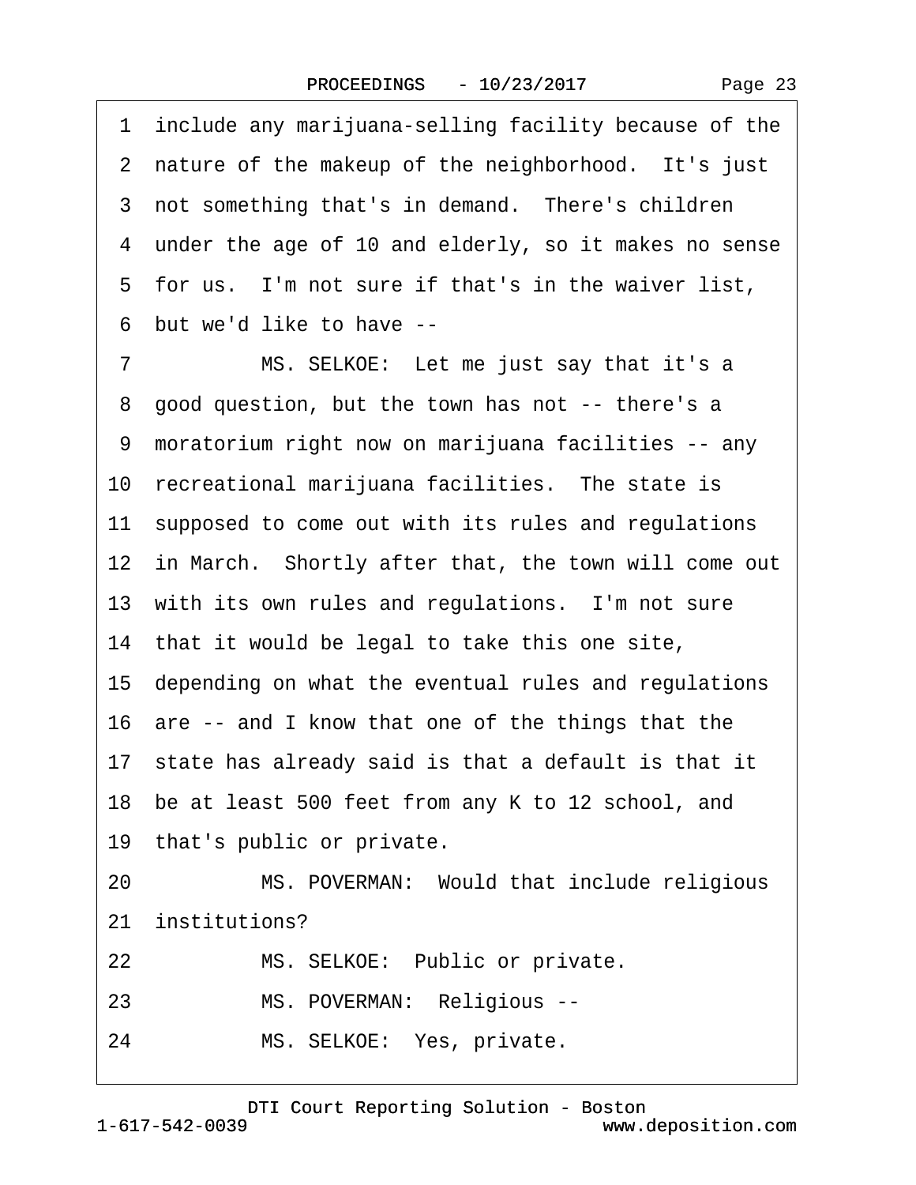1 include any marijuana-selling facility because of the
2 nature of the makeup of the neighborhood. It's just
3 not something that's in demand. There's children
4 under the age of 10 and elderly, so it makes no sense
5 for us. I'm not sure if that's in the waiver list,
6 but we'd like to have --
7 MS. SELKOE: Let me just say that it's a
8 good question, but the town has not -- there's a
9 moratorium right now on marijuana facilities -- any
10 recreational marijuana facilities. The state is
11 supposed to come out with its rules and regulations
12 in March. Shortly after that, the town will come out
13 with its own rules and regulations. I'm not sure
14 that it would be legal to take this one site,
15 depending on what the eventual rules and regulations
16 are -- and I know that one of the things that the
17 state has already said is that a default is that it
18 be at least 500 feet from any K to 12 school, and
19 that's public or private.
20 MS. POVERMAN: Would that include religious
21 institutions?
22 MS. SELKOE: Public or private.
23 MS. POVERMAN: Religious --
24 MS. SELKOE: Yes, private.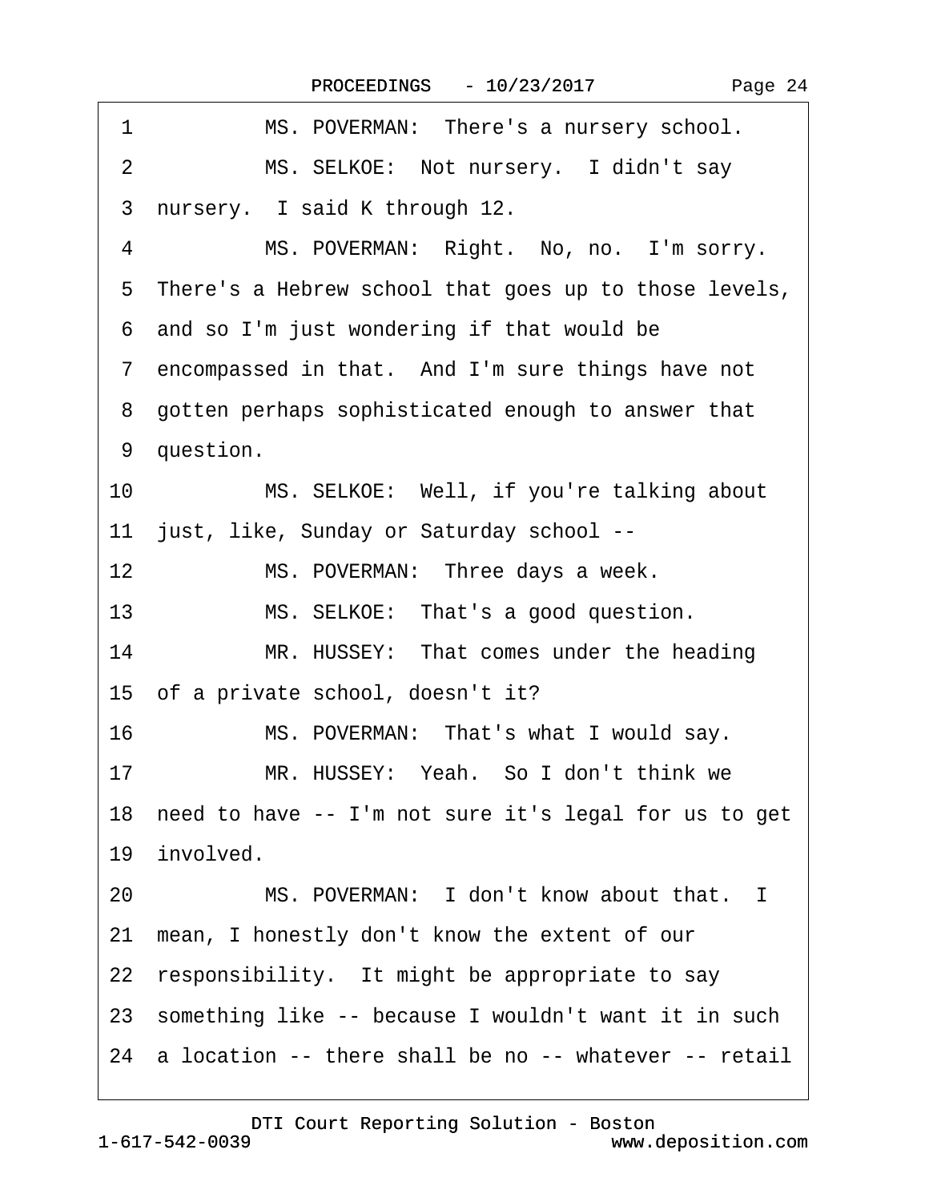1 MS. POVERMAN: There's a nursery school.

2 MS. SELKOE: Not nursery. I didn't say

3 nursery. I said K through 12.

4 MS. POVERMAN: Right. No, no. I'm sorry.

5 There's a Hebrew school that goes up to those levels,

6 and so I'm just wondering if that would be

7 encompassed in that. And I'm sure things have not

8 gotten perhaps sophisticated enough to answer that

9 question.

10 MS. SELKOE: Well, if you're talking about

11 just, like, Sunday or Saturday school --

12 MS. POVERMAN: Three days a week.

13 MS. SELKOE: That's a good question.

14 MR. HUSSEY: That comes under the heading

15 of a private school, doesn't it?

16 MS. POVERMAN: That's what I would say.

17 MR. HUSSEY: Yeah. So I don't think we

18 need to have -- I'm not sure it's legal for us to get

19 involved.

20 MS. POVERMAN: I don't know about that. I

21 mean, I honestly don't know the extent of our

22 responsibility. It might be appropriate to say

23 something like -- because I wouldn't want it in such

24 a location -- there shall be no -- whatever -- retail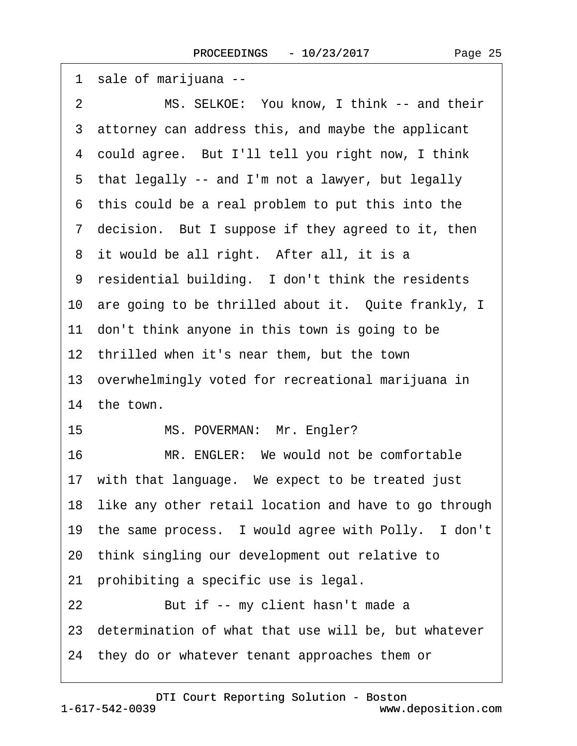1 sale of marijuana --

2 MS. SELKOE: You know, I think -- and their

3 attorney can address this, and maybe the applicant

4 could agree. But I'll tell you right now, I think

5 that legally -- and I'm not a lawyer, but legally

6 this could be a real problem to put this into the

7 decision. But I suppose if they agreed to it, then

8 it would be all right. After all, it is a

9 residential building. I don't think the residents

10 are going to be thrilled about it. Quite frankly, I

11 don't think anyone in this town is going to be

12 thrilled when it's near them, but the town

13 overwhelmingly voted for recreational marijuana in

14 the town.

15 MS. POVERMAN: Mr. Engler?

16 MR. ENGLER: We would not be comfortable

17 with that language. We expect to be treated just

18 like any other retail location and have to go through

19 the same process. I would agree with Polly. I don't

20 think singling our development out relative to

21 prohibiting a specific use is legal.

22 But if -- my client hasn't made a

23 determination of what that use will be, but whatever

24 they do or whatever tenant approaches them or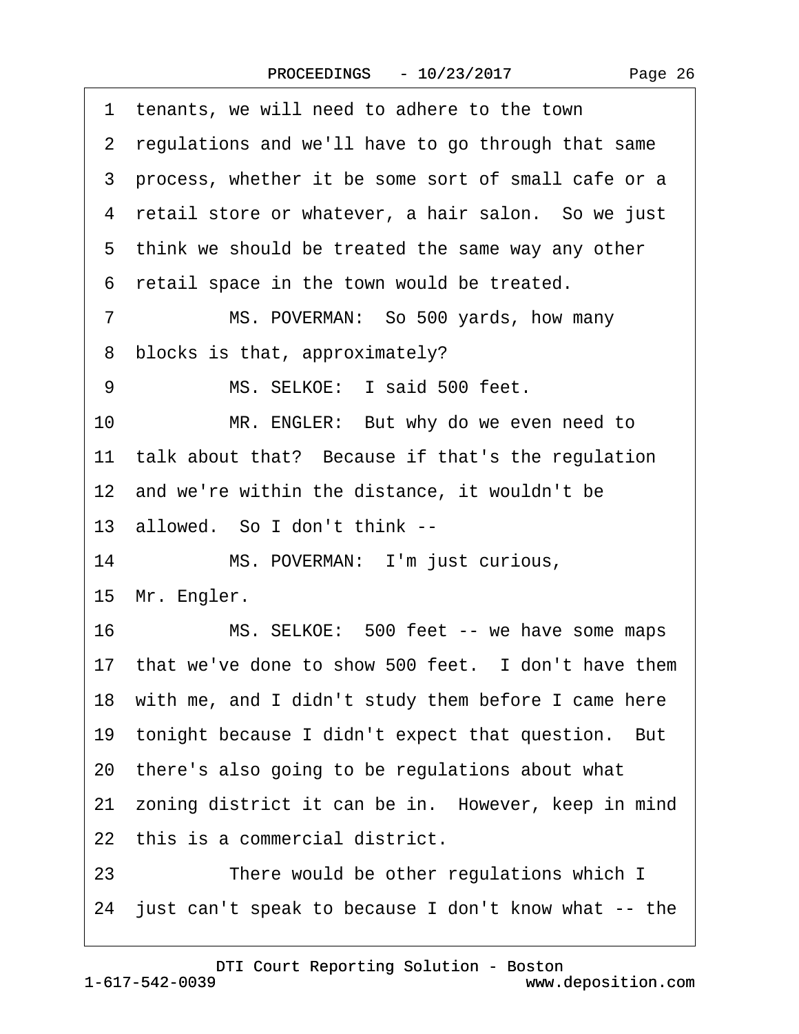1 tenants, we will need to adhere to the town
2 regulations and we'll have to go through that same
3 process, whether it be some sort of small cafe or a
4 retail store or whatever, a hair salon. So we just
5 think we should be treated the same way any other
6 retail space in the town would be treated.
7 MS. POVERMAN: So 500 yards, how many
8 blocks is that, approximately?
9 MS. SELKOE: I said 500 feet.
10 MR. ENGLER: But why do we even need to
11 talk about that? Because if that's the regulation
12 and we're within the distance, it wouldn't be
13 allowed. So I don't think --
14 MS. POVERMAN: I'm just curious,
15 Mr. Engler.
16 MS. SELKOE: 500 feet -- we have some maps
17 that we've done to show 500 feet. I don't have them
18 with me, and I didn't study them before I came here
19 tonight because I didn't expect that question. But
20 there's also going to be regulations about what
21 zoning district it can be in. However, keep in mind
22 this is a commercial district.
23 There would be other regulations which I
24 just can't speak to because I don't know what -- the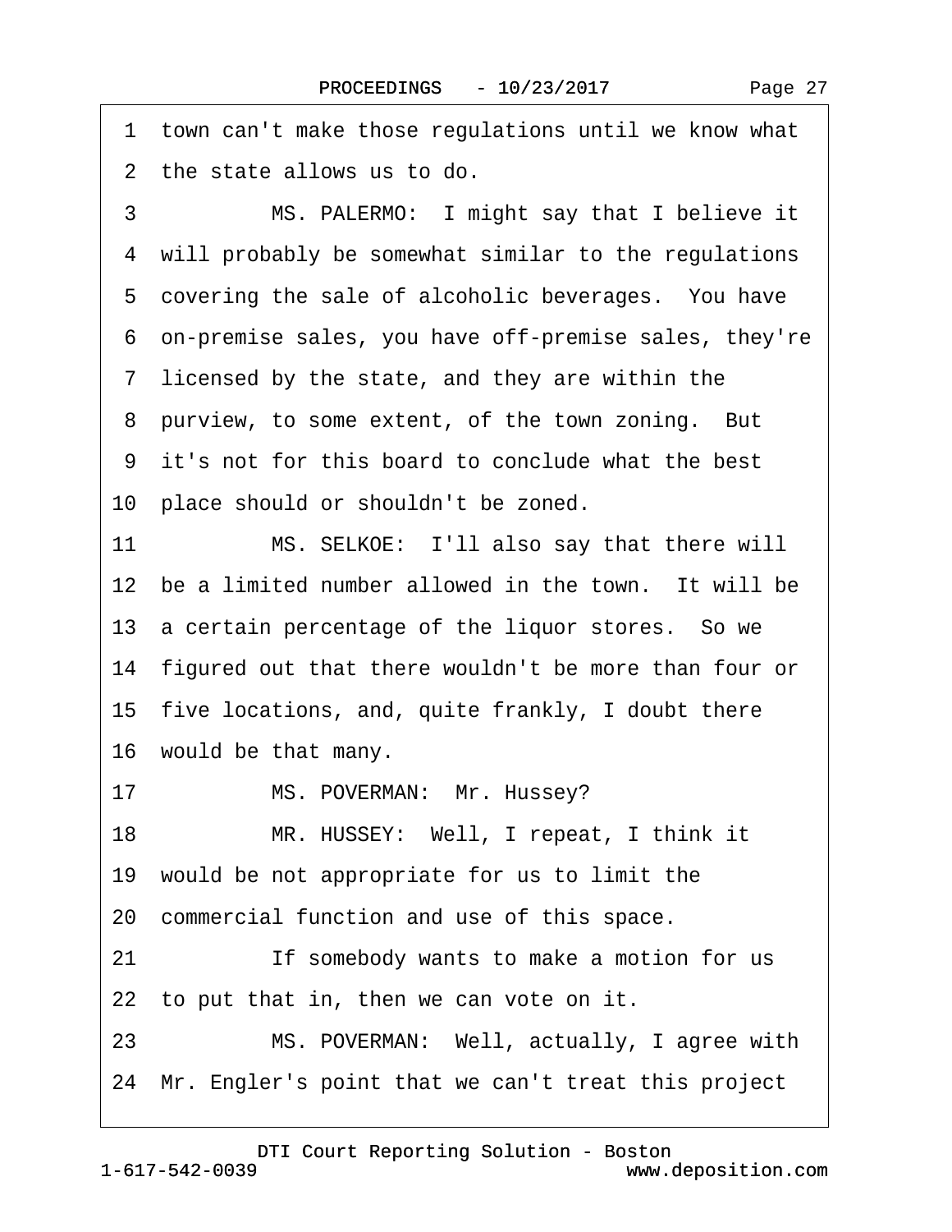1 town can't make those regulations until we know what
2 the state allows us to do.
3 MS. PALERMO: I might say that I believe it
4 will probably be somewhat similar to the regulations
5 covering the sale of alcoholic beverages. You have
6 on-premise sales, you have off-premise sales, they're
7 licensed by the state, and they are within the
8 purview, to some extent, of the town zoning. But
9 it's not for this board to conclude what the best
10 place should or shouldn't be zoned.
11 MS. SELKOE: I'll also say that there will
12 be a limited number allowed in the town. It will be
13 a certain percentage of the liquor stores. So we
14 figured out that there wouldn't be more than four or
15 five locations, and, quite frankly, I doubt there
16 would be that many.
17 MS. POVERMAN: Mr. Hussey?
18 MR. HUSSEY: Well, I repeat, I think it
19 would be not appropriate for us to limit the
20 commercial function and use of this space.
21 If somebody wants to make a motion for us
22 to put that in, then we can vote on it.
23 MS. POVERMAN: Well, actually, I agree with
24 Mr. Engler's point that we can't treat this project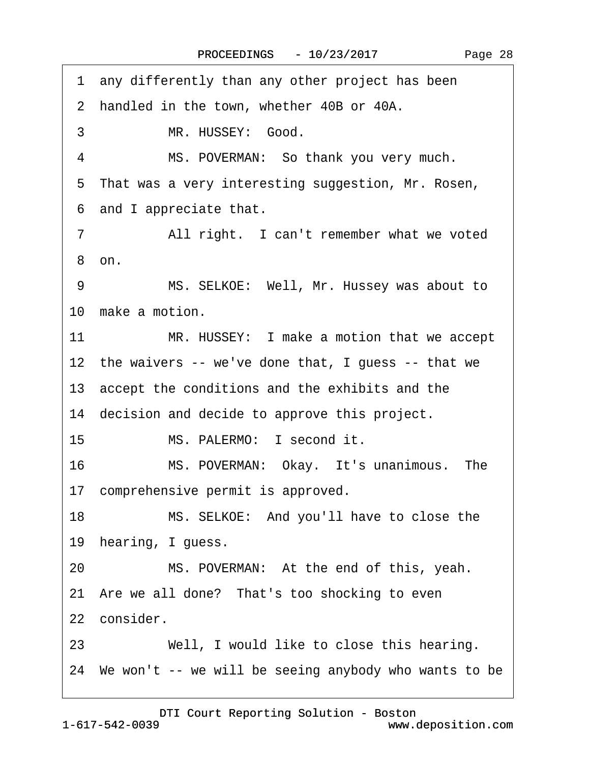1 any differently than any other project has been

2 handled in the town, whether 40B or 40A.

3 MR. HUSSEY: Good.

4 MS. POVERMAN: So thank you very much.

5 That was a very interesting suggestion, Mr. Rosen,

6 and I appreciate that.

7 All right. I can't remember what we voted

8 on.

9 MS. SELKOE: Well, Mr. Hussey was about to

10 make a motion.

11 MR. HUSSEY: I make a motion that we accept

12 the waivers -- we've done that, I guess -- that we

13 accept the conditions and the exhibits and the

14 decision and decide to approve this project.

15 MS. PALERMO: I second it.

16 MS. POVERMAN: Okay. It's unanimous. The

17 comprehensive permit is approved.

18 MS. SELKOE: And you'll have to close the

19 hearing, I guess.

20 MS. POVERMAN: At the end of this, yeah.

21 Are we all done? That's too shocking to even

22 consider.

23 Well, I would like to close this hearing.

24 We won't -- we will be seeing anybody who wants to be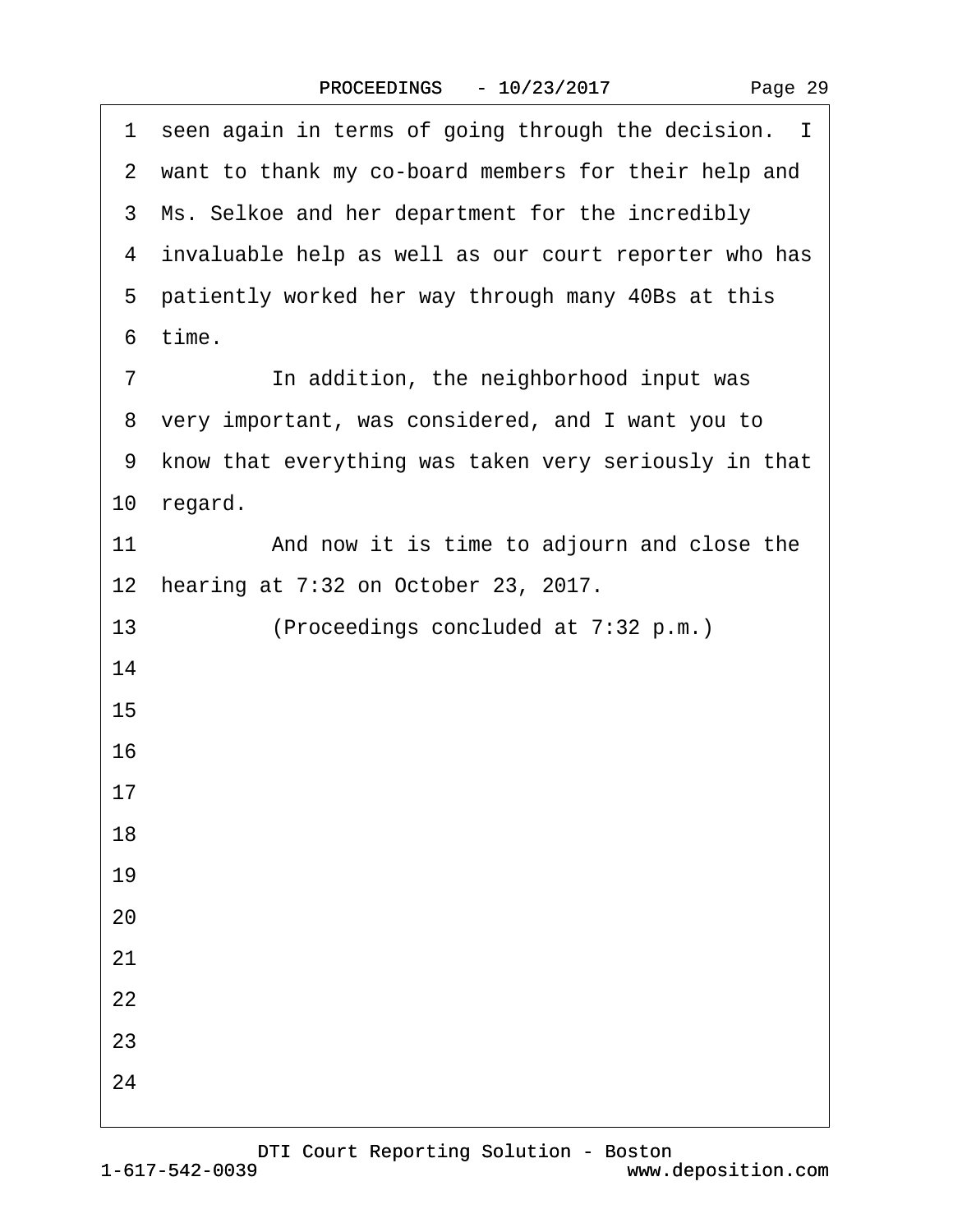seen again in terms of going through the decision. I want to thank my co-board members for their help and Ms. Selkoe and her department for the incredibly invaluable help as well as our court reporter who has patiently worked her way through many 40Bs at this time.

In addition, the neighborhood input was very important, was considered, and I want you to know that everything was taken very seriously in that regard.

And now it is time to adjourn and close the hearing at 7:32 on October 23, 2017.

(Proceedings concluded at 7:32 p.m.)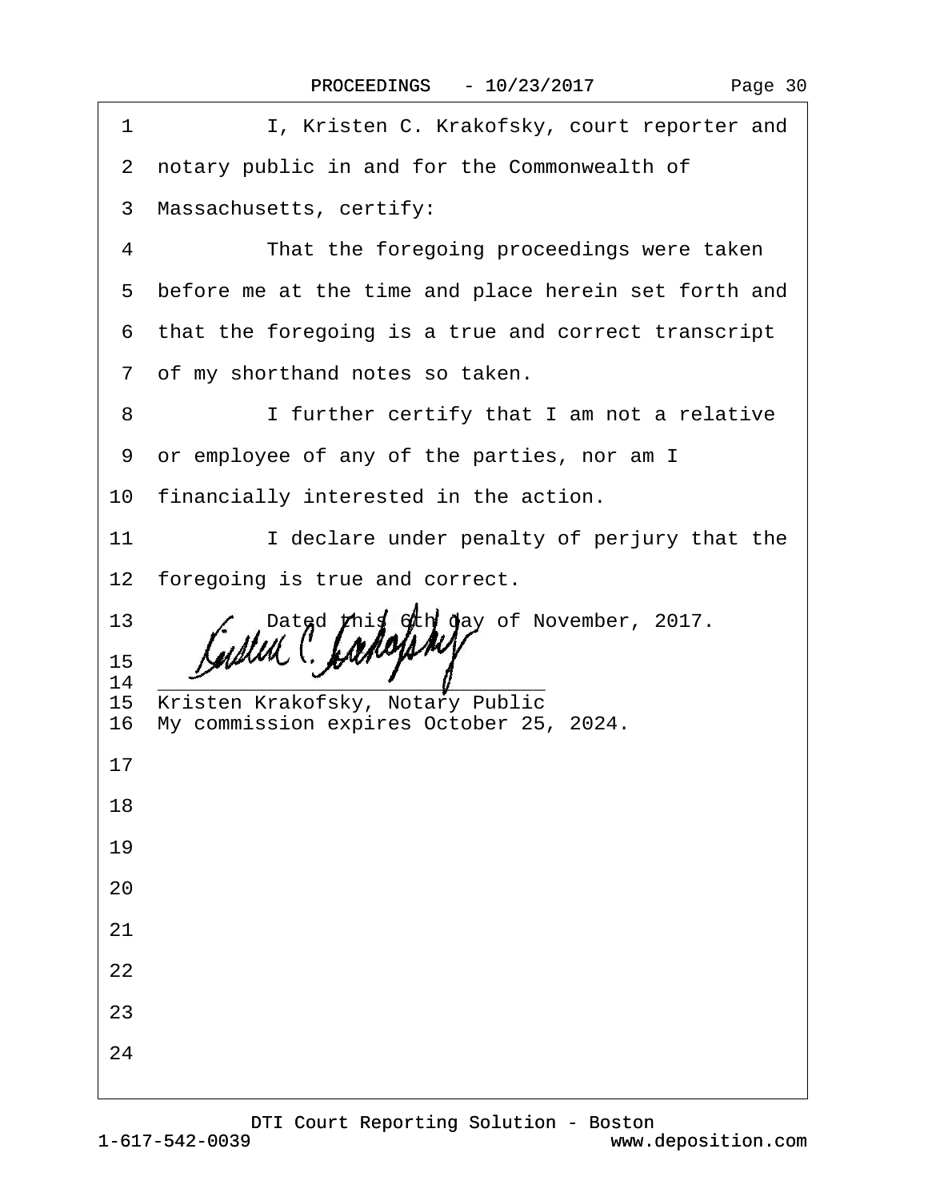1 I, Kristen C. Krakofsky, court reporter and

2 notary public in and for the Commonwealth of

3 Massachusetts, certify:

4 That the foregoing proceedings were taken

5 before me at the time and place herein set forth and

6 that the foregoing is a true and correct transcript

7 of my shorthand notes so taken.

8 I further certify that I am not a relative

9 or employee of any of the parties, nor am I

10 financially interested in the action.

11 I declare under penalty of perjury that the

12 foregoing is true and correct.

13 Dated this 6th day of November, 2017.

15

14 ______________________________

15 Kristen Krakofsky, Notary Public

16 My commission expires October 25, 2024.

17

18

19

20

21

22

23

24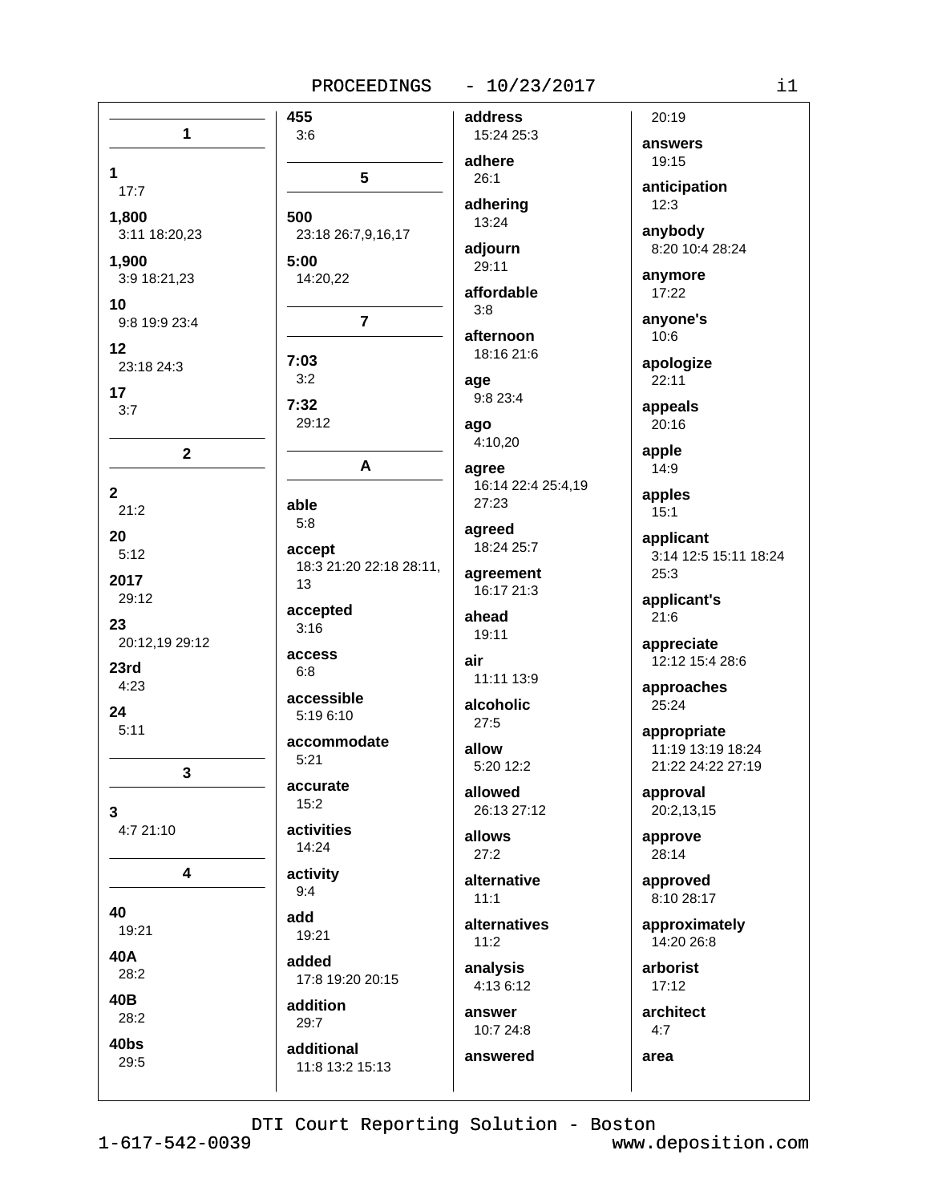## 1

**1**
17:7

**1,800**
3:11 18:20,23

**1,900**
3:9 18:21,23

**10**
9:8 19:9 23:4

**12**
23:18 24:3

**17**
3:7

## 2

**2**
21:2

**20**
5:12

**2017**
29:12

**23**
20:12,19 29:12

**23rd**
4:23

**24**
5:11

## 3

**3**
4:7 21:10

## 4

**40**
19:21

**40A**
28:2

**40B**
28:2

**40bs**
29:5

**455**
3:6

## 5

**500**
23:18 26:7,9,16,17

**5:00**
14:20,22

## 7

**7:03**
3:2

**7:32**
29:12

## A

**able**
5:8

**accept**
18:3 21:20 22:18 28:11, 13

**accepted**
3:16

**access**
6:8

**accessible**
5:19 6:10

**accommodate**
5:21

**accurate**
15:2

**activities**
14:24

**activity**
9:4

**add**
19:21

**added**
17:8 19:20 20:15

**addition**
29:7

**additional**
11:8 13:2 15:13

**address**
15:24 25:3

**adhere**
26:1

**adhering**
13:24

**adjourn**
29:11

**affordable**
3:8

**afternoon**
18:16 21:6

**age**
9:8 23:4

**ago**
4:10,20

**agree**
16:14 22:4 25:4,19 27:23

**agreed**
18:24 25:7

**agreement**
16:17 21:3

**ahead**
19:11

**air**
11:11 13:9

**alcoholic**
27:5

**allow**
5:20 12:2

**allowed**
26:13 27:12

**allows**
27:2

**alternative**
11:1

**alternatives**
11:2

**analysis**
4:13 6:12

**answer**
10:7 24:8

**answered**
20:19

**answers**
19:15

**anticipation**
12:3

**anybody**
8:20 10:4 28:24

**anymore**
17:22

**anyone's**
10:6

**apologize**
22:11

**appeals**
20:16

**apple**
14:9

**apples**
15:1

**applicant**
3:14 12:5 15:11 18:24 25:3

**applicant's**
21:6

**appreciate**
12:12 15:4 28:6

**approaches**
25:24

**appropriate**
11:19 13:19 18:24 21:22 24:22 27:19

**approval**
20:2,13,15

**approve**
28:14

**approved**
8:10 28:17

**approximately**
14:20 26:8

**arborist**
17:12

**architect**
4:7

**area**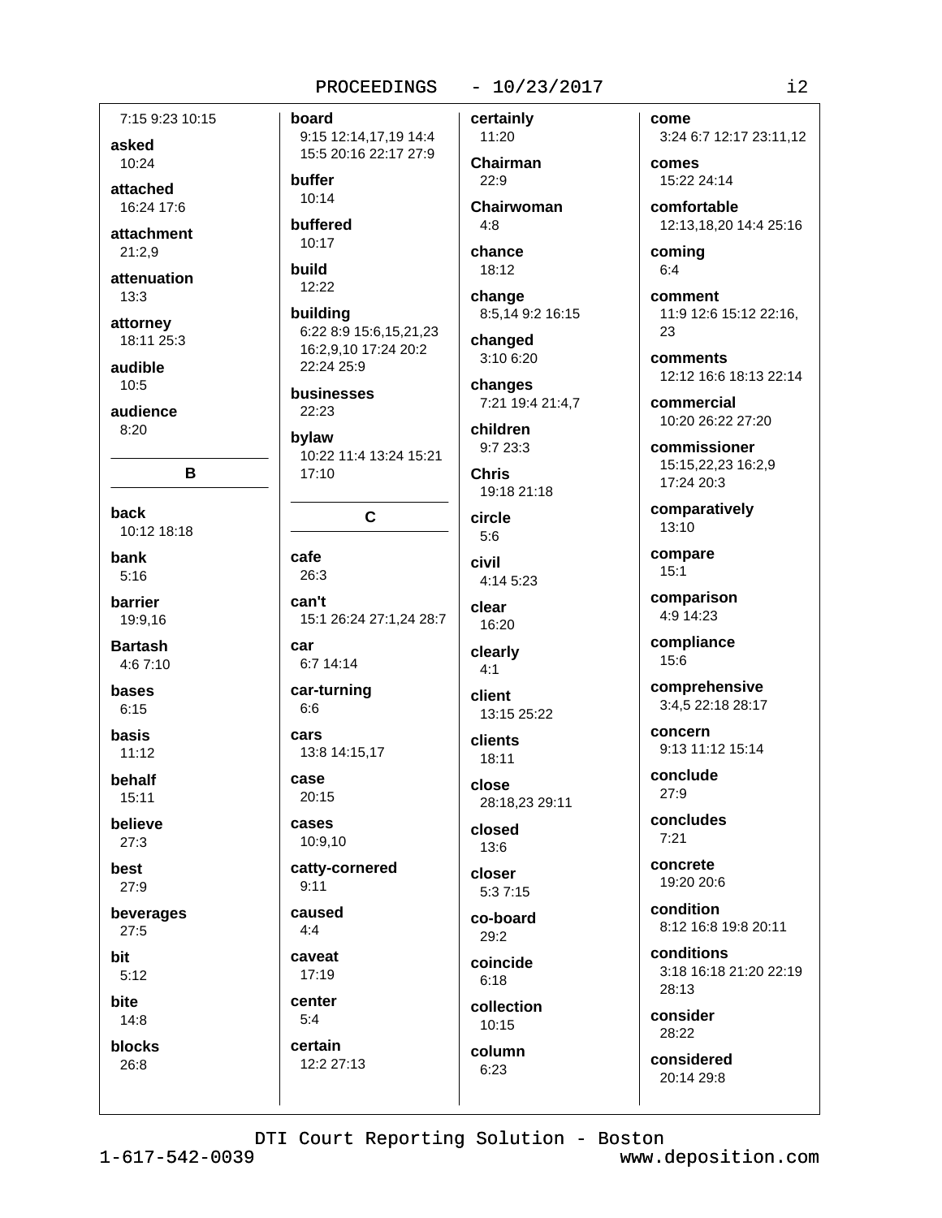7:15 9:23 10:15

**asked**
10:24

**attached**
16:24 17:6

**attachment**
21:2,9

**attenuation**
13:3

**attorney**
18:11 25:3

**audible**
10:5

**audience**
8:20

## B

**back**
10:12 18:18

**bank**
5:16

**barrier**
19:9,16

**Bartash**
4:6 7:10

**bases**
6:15

**basis**
11:12

**behalf**
15:11

**believe**
27:3

**best**
27:9

**beverages**
27:5

**bit**
5:12

**bite**
14:8

**blocks**
26:8

**board**
9:15 12:14,17,19 14:4 15:5 20:16 22:17 27:9

**buffer**
10:14

**buffered**
10:17

**build**
12:22

**building**
6:22 8:9 15:6,15,21,23 16:2,9,10 17:24 20:2 22:24 25:9

**businesses**
22:23

**bylaw**
10:22 11:4 13:24 15:21 17:10

## C

**cafe**
26:3

**can't**
15:1 26:24 27:1,24 28:7

**car**
6:7 14:14

**car-turning**
6:6

**cars**
13:8 14:15,17

**case**
20:15

**cases**
10:9,10

**catty-cornered**
9:11

**caused**
4:4

**caveat**
17:19

**center**
5:4

**certain**
12:2 27:13

**certainly**
11:20

**Chairman**
22:9

**Chairwoman**
4:8

**chance**
18:12

**change**
8:5,14 9:2 16:15

**changed**
3:10 6:20

**changes**
7:21 19:4 21:4,7

**children**
9:7 23:3

**Chris**
19:18 21:18

**circle**
5:6

**civil**
4:14 5:23

**clear**
16:20

**clearly**
4:1

**client**
13:15 25:22

**clients**
18:11

**close**
28:18,23 29:11

**closed**
13:6

**closer**
5:3 7:15

**co-board**
29:2

**coincide**
6:18

**collection**
10:15

**column**
6:23

**come**
3:24 6:7 12:17 23:11,12

**comes**
15:22 24:14

**comfortable**
12:13,18,20 14:4 25:16

**coming**
6:4

**comment**
11:9 12:6 15:12 22:16, 23

**comments**
12:12 16:6 18:13 22:14

**commercial**
10:20 26:22 27:20

**commissioner**
15:15,22,23 16:2,9 17:24 20:3

**comparatively**
13:10

**compare**
15:1

**comparison**
4:9 14:23

**compliance**
15:6

**comprehensive**
3:4,5 22:18 28:17

**concern**
9:13 11:12 15:14

**conclude**
27:9

**concludes**
7:21

**concrete**
19:20 20:6

**condition**
8:12 16:8 19:8 20:11

**conditions**
3:18 16:18 21:20 22:19 28:13

**consider**
28:22

**considered**
20:14 29:8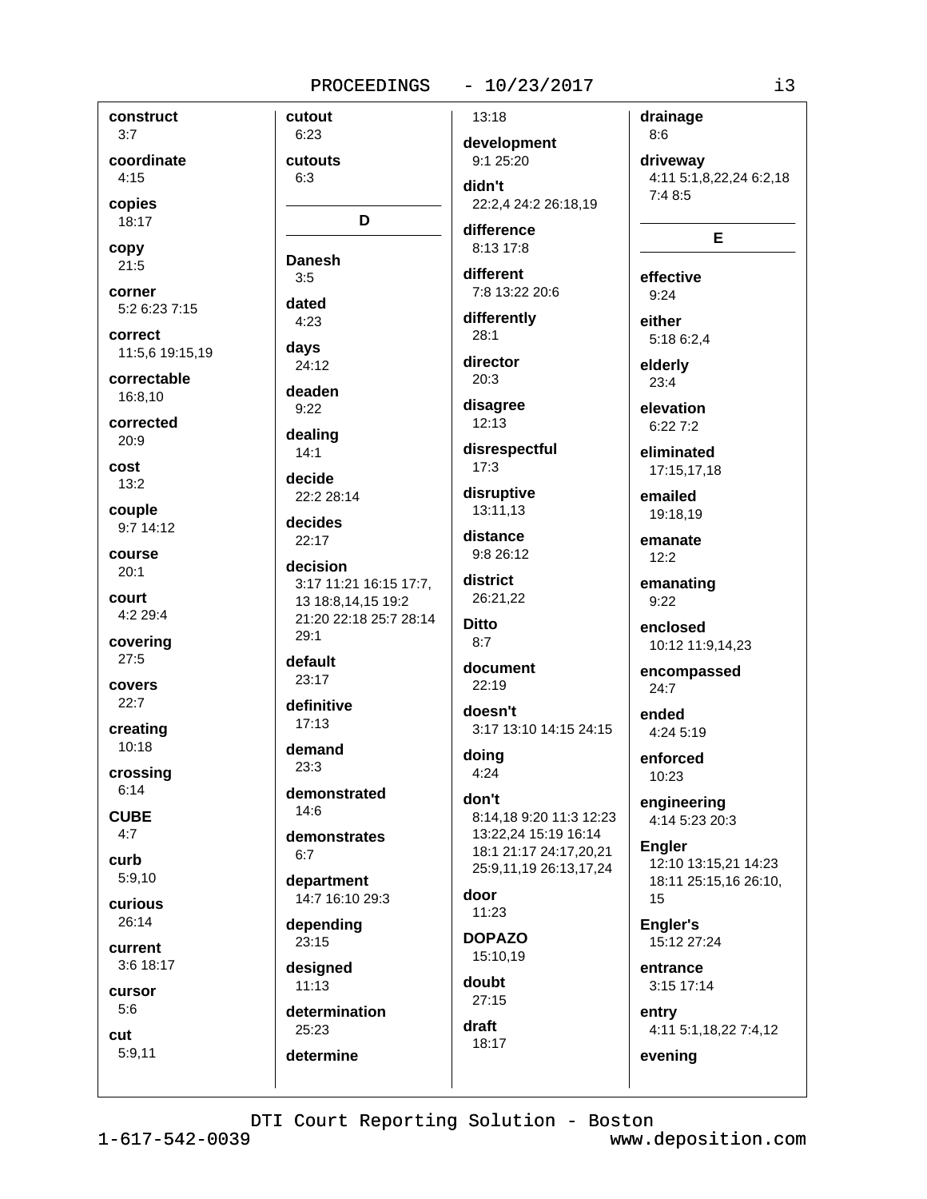**construct**
3:7

**coordinate**
4:15

**copies**
18:17

**copy**
21:5

**corner**
5:2 6:23 7:15

**correct**
11:5,6 19:15,19

**correctable**
16:8,10

**corrected**
20:9

**cost**
13:2

**couple**
9:7 14:12

**course**
20:1

**court**
4:2 29:4

**covering**
27:5

**covers**
22:7

**creating**
10:18

**crossing**
6:14

**CUBE**
4:7

**curb**
5:9,10

**curious**
26:14

**current**
3:6 18:17

**cursor**
5:6

**cut**
5:9,11

**cutout**
6:23

**cutouts**
6:3

## D

**Danesh**
3:5

**dated**
4:23

**days**
24:12

**deaden**
9:22

**dealing**
14:1

**decide**
22:2 28:14

**decides**
22:17

**decision**
3:17 11:21 16:15 17:7,13 18:8,14,15 19:2 21:20 22:18 25:7 28:14 29:1

**default**
23:17

**definitive**
17:13

**demand**
23:3

**demonstrated**
14:6

**demonstrates**
6:7

**department**
14:7 16:10 29:3

**depending**
23:15

**designed**
11:13

**determination**
25:23

**determine**
13:18

**development**
9:1 25:20

**didn't**
22:2,4 24:2 26:18,19

**difference**
8:13 17:8

**different**
7:8 13:22 20:6

**differently**
28:1

**director**
20:3

**disagree**
12:13

**disrespectful**
17:3

**disruptive**
13:11,13

**distance**
9:8 26:12

**district**
26:21,22

**Ditto**
8:7

**document**
22:19

**doesn't**
3:17 13:10 14:15 24:15

**doing**
4:24

**don't**
8:14,18 9:20 11:3 12:23 13:22,24 15:19 16:14 18:1 21:17 24:17,20,21 25:9,11,19 26:13,17,24

**door**
11:23

**DOPAZO**
15:10,19

**doubt**
27:15

**draft**
18:17

**drainage**
8:6

**driveway**
4:11 5:1,8,22,24 6:2,18 7:4 8:5

## E

**effective**
9:24

**either**
5:18 6:2,4

**elderly**
23:4

**elevation**
6:22 7:2

**eliminated**
17:15,17,18

**emailed**
19:18,19

**emanate**
12:2

**emanating**
9:22

**enclosed**
10:12 11:9,14,23

**encompassed**
24:7

**ended**
4:24 5:19

**enforced**
10:23

**engineering**
4:14 5:23 20:3

**Engler**
12:10 13:15,21 14:23 18:11 25:15,16 26:10,15

**Engler's**
15:12 27:24

**entrance**
3:15 17:14

**entry**
4:11 5:1,18,22 7:4,12

**evening**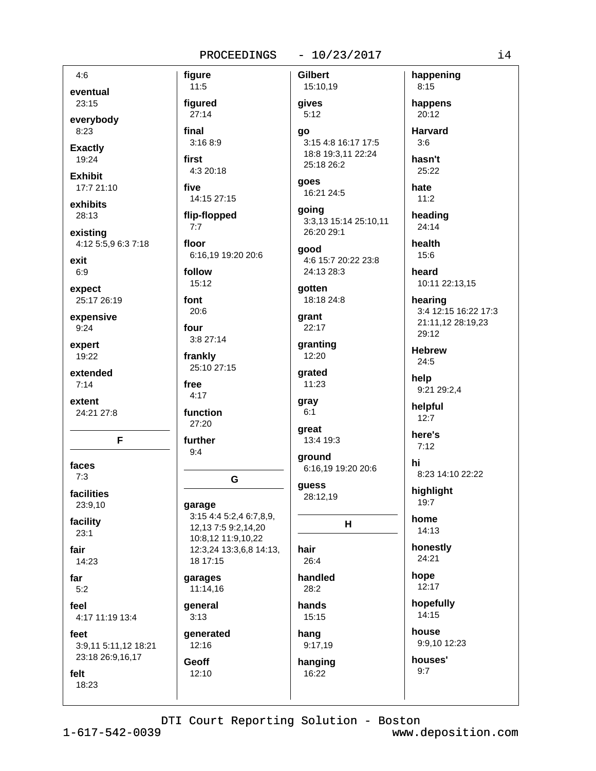4:6

**eventual**
23:15

**everybody**
8:23

**Exactly**
19:24

**Exhibit**
17:7 21:10

**exhibits**
28:13

**existing**
4:12 5:5,9 6:3 7:18

**exit**
6:9

**expect**
25:17 26:19

**expensive**
9:24

**expert**
19:22

**extended**
7:14

**extent**
24:21 27:8

## F

**faces**
7:3

**facilities**
23:9,10

**facility**
23:1

**fair**
14:23

**far**
5:2

**feel**
4:17 11:19 13:4

**feet**
3:9,11 5:11,12 18:21 23:18 26:9,16,17

**felt**
18:23

**figure**
11:5

**figured**
27:14

**final**
3:16 8:9

**first**
4:3 20:18

**five**
14:15 27:15

**flip-flopped**
7:7

**floor**
6:16,19 19:20 20:6

**follow**
15:12

**font**
20:6

**four**
3:8 27:14

**frankly**
25:10 27:15

**free**
4:17

**function**
27:20

**further**
9:4

## G

**garage**
3:15 4:4 5:2,4 6:7,8,9, 12,13 7:5 9:2,14,20 10:8,12 11:9,10,22 12:3,24 13:3,6,8 14:13, 18 17:15

**garages**
11:14,16

**general**
3:13

**generated**
12:16

**Geoff**
12:10

**Gilbert**
15:10,19

**gives**
5:12

**go**
3:15 4:8 16:17 17:5 18:8 19:3,11 22:24 25:18 26:2

**goes**
16:21 24:5

**going**
3:3,13 15:14 25:10,11 26:20 29:1

**good**
4:6 15:7 20:22 23:8 24:13 28:3

**gotten**
18:18 24:8

**grant**
22:17

**granting**
12:20

**grated**
11:23

**gray**
6:1

**great**
13:4 19:3

**ground**
6:16,19 19:20 20:6

**guess**
28:12,19

## H

**hair**
26:4

**handled**
28:2

**hands**
15:15

**hang**
9:17,19

**hanging**
16:22

**happening**
8:15

**happens**
20:12

**Harvard**
3:6

**hasn't**
25:22

**hate**
11:2

**heading**
24:14

**health**
15:6

**heard**
10:11 22:13,15

**hearing**
3:4 12:15 16:22 17:3 21:11,12 28:19,23 29:12

**Hebrew**
24:5

**help**
9:21 29:2,4

**helpful**
12:7

**here's**
7:12

**hi**
8:23 14:10 22:22

**highlight**
19:7

**home**
14:13

**honestly**
24:21

**hope**
12:17

**hopefully**
14:15

**house**
9:9,10 12:23

**houses'**
9:7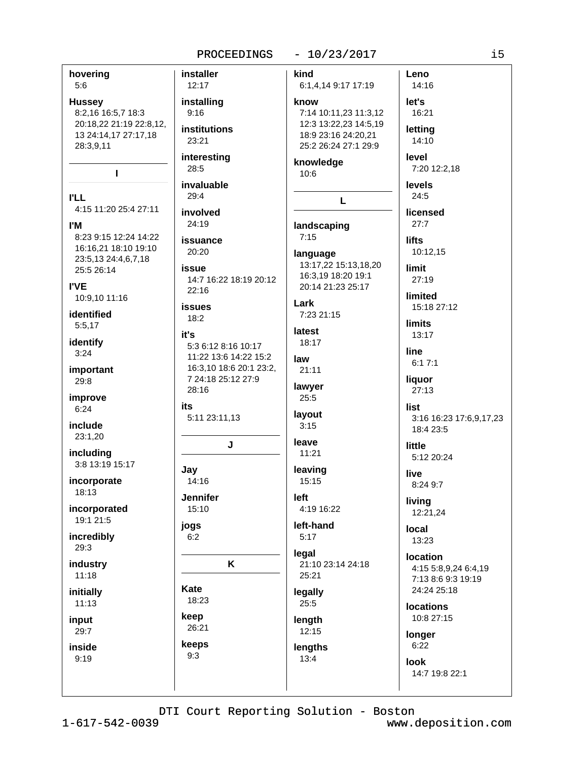**hovering**
5:6

**Hussey**
8:2,16 16:5,7 18:3 20:18,22 21:19 22:8,12, 13 24:14,17 27:17,18 28:3,9,11

## I

**I'LL**
4:15 11:20 25:4 27:11

**I'M**
8:23 9:15 12:24 14:22 16:16,21 18:10 19:10 23:5,13 24:4,6,7,18 25:5 26:14

**I'VE**
10:9,10 11:16

**identified**
5:5,17

**identify**
3:24

**important**
29:8

**improve**
6:24

**include**
23:1,20

**including**
3:8 13:19 15:17

**incorporate**
18:13

**incorporated**
19:1 21:5

**incredibly**
29:3

**industry**
11:18

**initially**
11:13

**input**
29:7

**inside**
9:19

**installer**
12:17

**installing**
9:16

**institutions**
23:21

**interesting**
28:5

**invaluable**
29:4

**involved**
24:19

**issuance**
20:20

**issue**
14:7 16:22 18:19 20:12 22:16

**issues**
18:2

**it's**
5:3 6:12 8:16 10:17 11:22 13:6 14:22 15:2 16:3,10 18:6 20:1 23:2, 7 24:18 25:12 27:9 28:16

**its**
5:11 23:11,13

## J

**Jay**
14:16

**Jennifer**
15:10

**jogs**
6:2

## K

**Kate**
18:23

**keep**
26:21

**keeps**
9:3

**kind**
6:1,4,14 9:17 17:19

**know**
7:14 10:11,23 11:3,12 12:3 13:22,23 14:5,19 18:9 23:16 24:20,21 25:2 26:24 27:1 29:9

**knowledge**
10:6

## L

**landscaping**
7:15

**language**
13:17,22 15:13,18,20 16:3,19 18:20 19:1 20:14 21:23 25:17

**Lark**
7:23 21:15

**latest**
18:17

**law**
21:11

**lawyer**
25:5

**layout**
3:15

**leave**
11:21

**leaving**
15:15

**left**
4:19 16:22

**left-hand**
5:17

**legal**
21:10 23:14 24:18 25:21

**legally**
25:5

**length**
12:15

**lengths**
13:4

**Leno**
14:16

**let's**
16:21

**letting**
14:10

**level**
7:20 12:2,18

**levels**
24:5

**licensed**
27:7

**lifts**
10:12,15

**limit**
27:19

**limited**
15:18 27:12

**limits**
13:17

**line**
6:1 7:1

**liquor**
27:13

**list**
3:16 16:23 17:6,9,17,23 18:4 23:5

**little**
5:12 20:24

**live**
8:24 9:7

**living**
12:21,24

**local**
13:23

**location**
4:15 5:8,9,24 6:4,19 7:13 8:6 9:3 19:19 24:24 25:18

**locations**
10:8 27:15

**longer**
6:22

**look**
14:7 19:8 22:1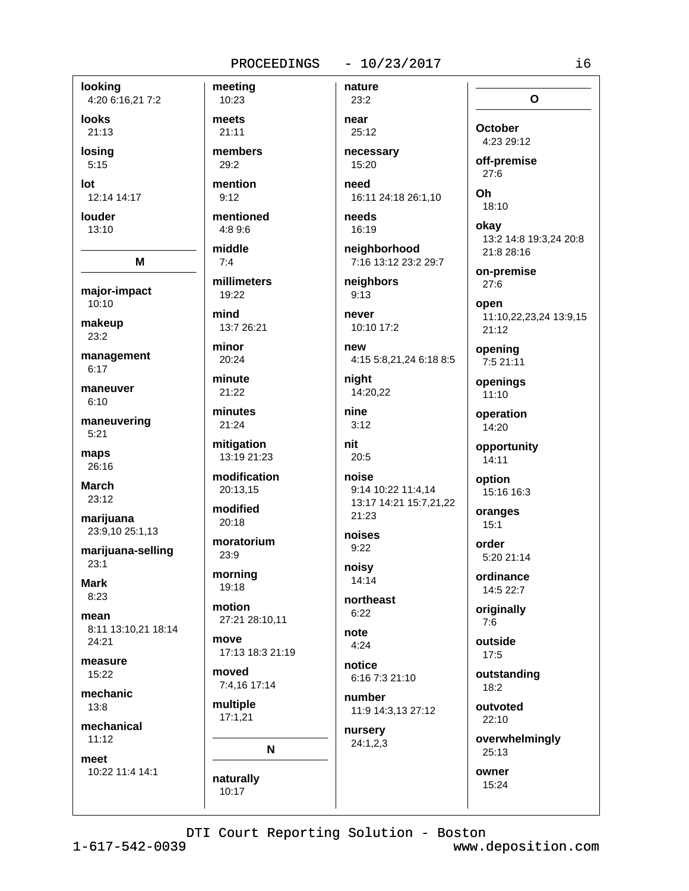**looking**
4:20 6:16,21 7:2

**looks**
21:13

**losing**
5:15

**lot**
12:14 14:17

**louder**
13:10

## M

**major-impact**
10:10

**makeup**
23:2

**management**
6:17

**maneuver**
6:10

**maneuvering**
5:21

**maps**
26:16

**March**
23:12

**marijuana**
23:9,10 25:1,13

**marijuana-selling**
23:1

**Mark**
8:23

**mean**
8:11 13:10,21 18:14 24:21

**measure**
15:22

**mechanic**
13:8

**mechanical**
11:12

**meet**
10:22 11:4 14:1

**meeting**
10:23

**meets**
21:11

**members**
29:2

**mention**
9:12

**mentioned**
4:8 9:6

**middle**
7:4

**millimeters**
19:22

**mind**
13:7 26:21

**minor**
20:24

**minute**
21:22

**minutes**
21:24

**mitigation**
13:19 21:23

**modification**
20:13,15

**modified**
20:18

**moratorium**
23:9

**morning**
19:18

**motion**
27:21 28:10,11

**move**
17:13 18:3 21:19

**moved**
7:4,16 17:14

**multiple**
17:1,21

## N

**naturally**
10:17

**nature**
23:2

**near**
25:12

**necessary**
15:20

**need**
16:11 24:18 26:1,10

**needs**
16:19

**neighborhood**
7:16 13:12 23:2 29:7

**neighbors**
9:13

**never**
10:10 17:2

**new**
4:15 5:8,21,24 6:18 8:5

**night**
14:20,22

**nine**
3:12

**nit**
20:5

**noise**
9:14 10:22 11:4,14 13:17 14:21 15:7,21,22 21:23

**noises**
9:22

**noisy**
14:14

**northeast**
6:22

**note**
4:24

**notice**
6:16 7:3 21:10

**number**
11:9 14:3,13 27:12

**nursery**
24:1,2,3

## O

**October**
4:23 29:12

**off-premise**
27:6

**Oh**
18:10

**okay**
13:2 14:8 19:3,24 20:8 21:8 28:16

**on-premise**
27:6

**open**
11:10,22,23,24 13:9,15 21:12

**opening**
7:5 21:11

**openings**
11:10

**operation**
14:20

**opportunity**
14:11

**option**
15:16 16:3

**oranges**
15:1

**order**
5:20 21:14

**ordinance**
14:5 22:7

**originally**
7:6

**outside**
17:5

**outstanding**
18:2

**outvoted**
22:10

**overwhelmingly**
25:13

**owner**
15:24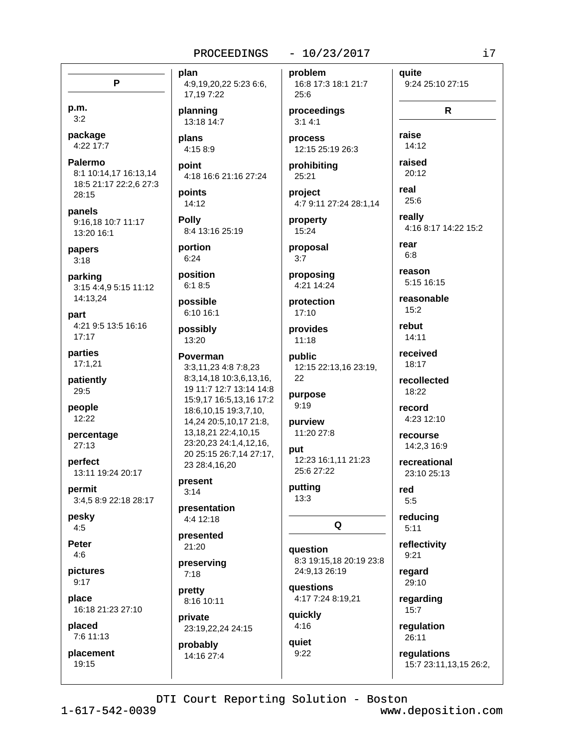## P

**p.m.**
3:2

**package**
4:22 17:7

**Palermo**
8:1 10:14,17 16:13,14 18:5 21:17 22:2,6 27:3 28:15

**panels**
9:16,18 10:7 11:17 13:20 16:1

**papers**
3:18

**parking**
3:15 4:4,9 5:15 11:12 14:13,24

**part**
4:21 9:5 13:5 16:16 17:17

**parties**
17:1,21

**patiently**
29:5

**people**
12:22

**percentage**
27:13

**perfect**
13:11 19:24 20:17

**permit**
3:4,5 8:9 22:18 28:17

**pesky**
4:5

**Peter**
4:6

**pictures**
9:17

**place**
16:18 21:23 27:10

**placed**
7:6 11:13

**placement**
19:15

**plan**
4:9,19,20,22 5:23 6:6, 17,19 7:22

**planning**
13:18 14:7

**plans**
4:15 8:9

**point**
4:18 16:6 21:16 27:24

**points**
14:12

**Polly**
8:4 13:16 25:19

**portion**
6:24

**position**
6:1 8:5

**possible**
6:10 16:1

**possibly**
13:20

**Poverman**
3:3,11,23 4:8 7:8,23 8:3,14,18 10:3,6,13,16, 19 11:7 12:7 13:14 14:8 15:9,17 16:5,13,16 17:2 18:6,10,15 19:3,7,10, 14,24 20:5,10,17 21:8, 13,18,21 22:4,10,15 23:20,23 24:1,4,12,16, 20 25:15 26:7,14 27:17, 23 28:4,16,20

**present**
3:14

**presentation**
4:4 12:18

**presented**
21:20

**preserving**
7:18

**pretty**
8:16 10:11

**private**
23:19,22,24 24:15

**probably**
14:16 27:4

**problem**
16:8 17:3 18:1 21:7 25:6

**proceedings**
3:1 4:1

**process**
12:15 25:19 26:3

**prohibiting**
25:21

**project**
4:7 9:11 27:24 28:1,14

**property**
15:24

**proposal**
3:7

**proposing**
4:21 14:24

**protection**
17:10

**provides**
11:18

**public**
12:15 22:13,16 23:19, 22

**purpose**
9:19

**purview**
11:20 27:8

**put**
12:23 16:1,11 21:23 25:6 27:22

**putting**
13:3

## Q

**question**
8:3 19:15,18 20:19 23:8 24:9,13 26:19

**questions**
4:17 7:24 8:19,21

**quickly**
4:16

**quiet**
9:22

**quite**
9:24 25:10 27:15

## R

**raise**
14:12

**raised**
20:12

**real**
25:6

**really**
4:16 8:17 14:22 15:2

**rear**
6:8

**reason**
5:15 16:15

**reasonable**
15:2

**rebut**
14:11

**received**
18:17

**recollected**
18:22

**record**
4:23 12:10

**recourse**
14:2,3 16:9

**recreational**
23:10 25:13

**red**
5:5

**reducing**
5:11

**reflectivity**
9:21

**regard**
29:10

**regarding**
15:7

**regulation**
26:11

**regulations**
15:7 23:11,13,15 26:2,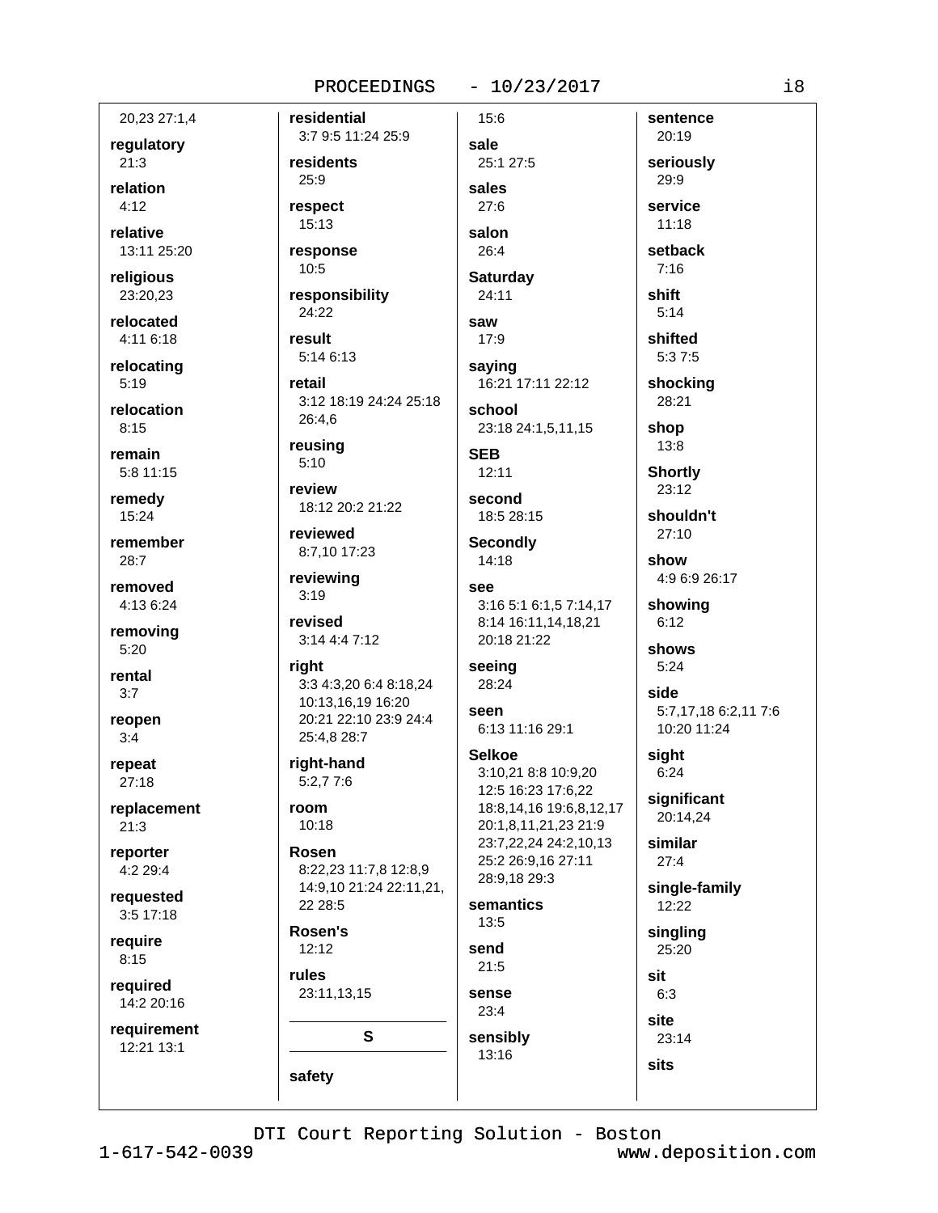20,23 27:1,4

**regulatory**
21:3

**relation**
4:12

**relative**
13:11 25:20

**religious**
23:20,23

**relocated**
4:11 6:18

**relocating**
5:19

**relocation**
8:15

**remain**
5:8 11:15

**remedy**
15:24

**remember**
28:7

**removed**
4:13 6:24

**removing**
5:20

**rental**
3:7

**reopen**
3:4

**repeat**
27:18

**replacement**
21:3

**reporter**
4:2 29:4

**requested**
3:5 17:18

**require**
8:15

**required**
14:2 20:16

**requirement**
12:21 13:1

**residential**
3:7 9:5 11:24 25:9

**residents**
25:9

**respect**
15:13

**response**
10:5

**responsibility**
24:22

**result**
5:14 6:13

**retail**
3:12 18:19 24:24 25:18 26:4,6

**reusing**
5:10

**review**
18:12 20:2 21:22

**reviewed**
8:7,10 17:23

**reviewing**
3:19

**revised**
3:14 4:4 7:12

**right**
3:3 4:3,20 6:4 8:18,24 10:13,16,19 16:20 20:21 22:10 23:9 24:4 25:4,8 28:7

**right-hand**
5:2,7 7:6

**room**
10:18

**Rosen**
8:22,23 11:7,8 12:8,9 14:9,10 21:24 22:11,21, 22 28:5

**Rosen's**
12:12

**rules**
23:11,13,15

## S

**safety**
15:6

**sale**
25:1 27:5

**sales**
27:6

**salon**
26:4

**Saturday**
24:11

**saw**
17:9

**saying**
16:21 17:11 22:12

**school**
23:18 24:1,5,11,15

**SEB**
12:11

**second**
18:5 28:15

**Secondly**
14:18

**see**
3:16 5:1 6:1,5 7:14,17 8:14 16:11,14,18,21 20:18 21:22

**seeing**
28:24

**seen**
6:13 11:16 29:1

**Selkoe**
3:10,21 8:8 10:9,20 12:5 16:23 17:6,22 18:8,14,16 19:6,8,12,17 20:1,8,11,21,23 21:9 23:7,22,24 24:2,10,13 25:2 26:9,16 27:11 28:9,18 29:3

**semantics**
13:5

**send**
21:5

**sense**
23:4

**sensibly**
13:16

**sentence**
20:19

**seriously**
29:9

**service**
11:18

**setback**
7:16

**shift**
5:14

**shifted**
5:3 7:5

**shocking**
28:21

**shop**
13:8

**Shortly**
23:12

**shouldn't**
27:10

**show**
4:9 6:9 26:17

**showing**
6:12

**shows**
5:24

**side**
5:7,17,18 6:2,11 7:6 10:20 11:24

**sight**
6:24

**significant**
20:14,24

**similar**
27:4

**single-family**
12:22

**singling**
25:20

**sit**
6:3

**site**
23:14

**sits**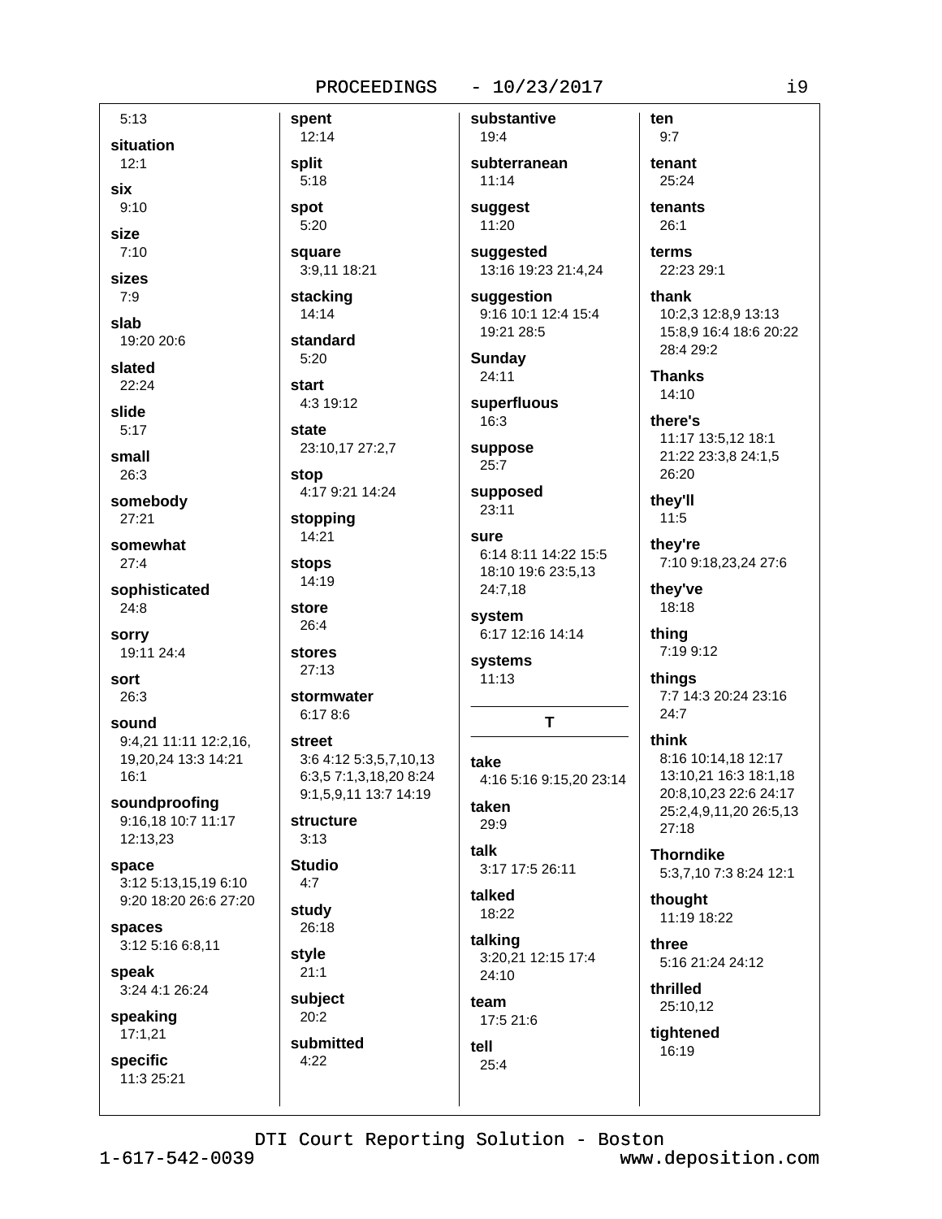5:13

**situation**
12:1

**six**
9:10

**size**
7:10

**sizes**
7:9

**slab**
19:20 20:6

**slated**
22:24

**slide**
5:17

**small**
26:3

**somebody**
27:21

**somewhat**
27:4

**sophisticated**
24:8

**sorry**
19:11 24:4

**sort**
26:3

**sound**
9:4,21 11:11 12:2,16, 19,20,24 13:3 14:21 16:1

**soundproofing**
9:16,18 10:7 11:17 12:13,23

**space**
3:12 5:13,15,19 6:10 9:20 18:20 26:6 27:20

**spaces**
3:12 5:16 6:8,11

**speak**
3:24 4:1 26:24

**speaking**
17:1,21

**specific**
11:3 25:21

**spent**
12:14

**split**
5:18

**spot**
5:20

**square**
3:9,11 18:21

**stacking**
14:14

**standard**
5:20

**start**
4:3 19:12

**state**
23:10,17 27:2,7

**stop**
4:17 9:21 14:24

**stopping**
14:21

**stops**
14:19

**store**
26:4

**stores**
27:13

**stormwater**
6:17 8:6

**street**
3:6 4:12 5:3,5,7,10,13 6:3,5 7:1,3,18,20 8:24 9:1,5,9,11 13:7 14:19

**structure**
3:13

**Studio**
4:7

**study**
26:18

**style**
21:1

**subject**
20:2

**submitted**
4:22

**substantive**
19:4

**subterranean**
11:14

**suggest**
11:20

**suggested**
13:16 19:23 21:4,24

**suggestion**
9:16 10:1 12:4 15:4 19:21 28:5

**Sunday**
24:11

**superfluous**
16:3

**suppose**
25:7

**supposed**
23:11

**sure**
6:14 8:11 14:22 15:5 18:10 19:6 23:5,13 24:7,18

**system**
6:17 12:16 14:14

**systems**
11:13

**T**

**take**
4:16 5:16 9:15,20 23:14

**taken**
29:9

**talk**
3:17 17:5 26:11

**talked**
18:22

**talking**
3:20,21 12:15 17:4 24:10

**team**
17:5 21:6

**tell**
25:4

**ten**
9:7

**tenant**
25:24

**tenants**
26:1

**terms**
22:23 29:1

**thank**
10:2,3 12:8,9 13:13 15:8,9 16:4 18:6 20:22 28:4 29:2

**Thanks**
14:10

**there's**
11:17 13:5,12 18:1 21:22 23:3,8 24:1,5 26:20

**they'll**
11:5

**they're**
7:10 9:18,23,24 27:6

**they've**
18:18

**thing**
7:19 9:12

**things**
7:7 14:3 20:24 23:16 24:7

**think**
8:16 10:14,18 12:17 13:10,21 16:3 18:1,18 20:8,10,23 22:6 24:17 25:2,4,9,11,20 26:5,13 27:18

**Thorndike**
5:3,7,10 7:3 8:24 12:1

**thought**
11:19 18:22

**three**
5:16 21:24 24:12

**thrilled**
25:10,12

**tightened**
16:19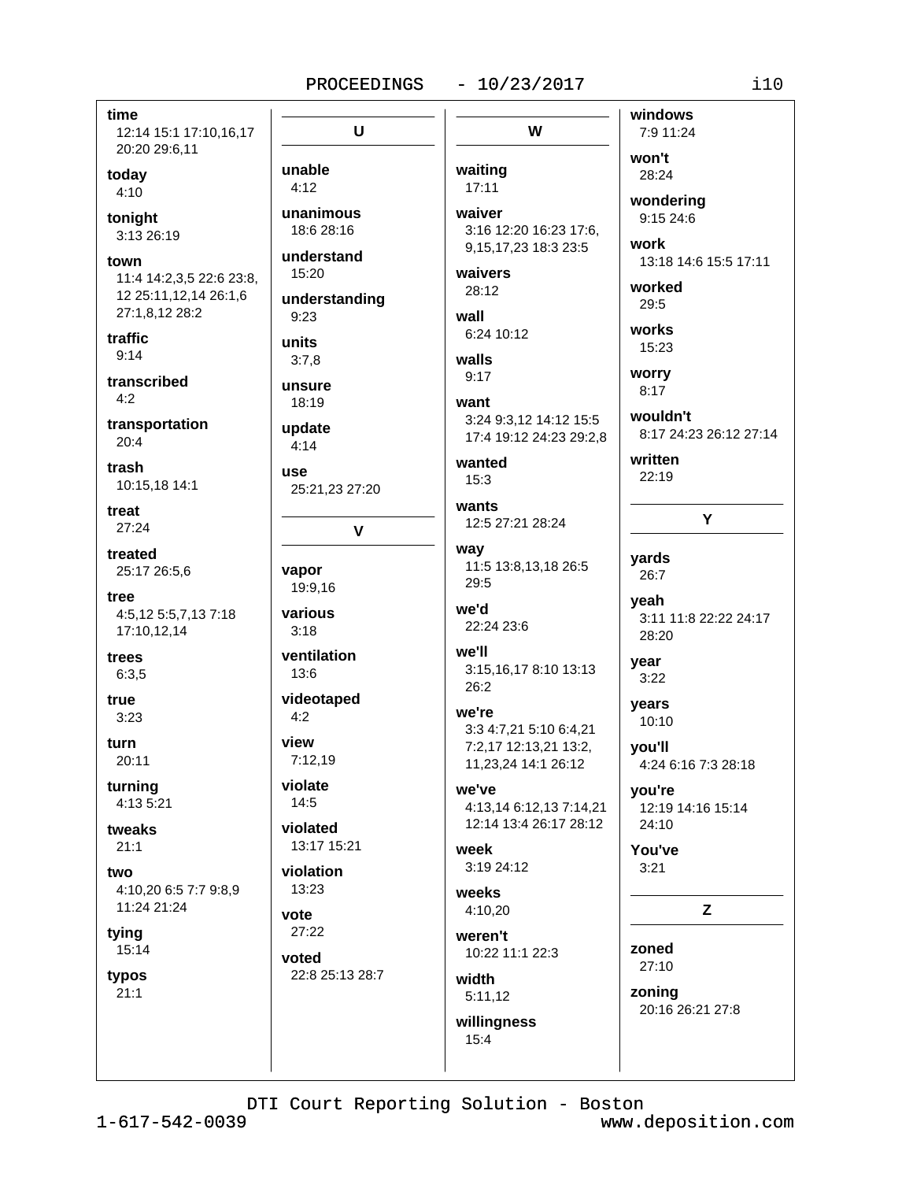**time**
12:14 15:1 17:10,16,17 20:20 29:6,11

**today**
4:10

**tonight**
3:13 26:19

**town**
11:4 14:2,3,5 22:6 23:8, 12 25:11,12,14 26:1,6 27:1,8,12 28:2

**traffic**
9:14

**transcribed**
4:2

**transportation**
20:4

**trash**
10:15,18 14:1

**treat**
27:24

**treated**
25:17 26:5,6

**tree**
4:5,12 5:5,7,13 7:18 17:10,12,14

**trees**
6:3,5

**true**
3:23

**turn**
20:11

**turning**
4:13 5:21

**tweaks**
21:1

**two**
4:10,20 6:5 7:7 9:8,9 11:24 21:24

**tying**
15:14

**typos**
21:1

## U

**unable**
4:12

**unanimous**
18:6 28:16

**understand**
15:20

**understanding**
9:23

**units**
3:7,8

**unsure**
18:19

**update**
4:14

**use**
25:21,23 27:20

## V

**vapor**
19:9,16

**various**
3:18

**ventilation**
13:6

**videotaped**
4:2

**view**
7:12,19

**violate**
14:5

**violated**
13:17 15:21

**violation**
13:23

**vote**
27:22

**voted**
22:8 25:13 28:7

## W

**waiting**
17:11

**waiver**
3:16 12:20 16:23 17:6, 9,15,17,23 18:3 23:5

**waivers**
28:12

**wall**
6:24 10:12

**walls**
9:17

**want**
3:24 9:3,12 14:12 15:5 17:4 19:12 24:23 29:2,8

**wanted**
15:3

**wants**
12:5 27:21 28:24

**way**
11:5 13:8,13,18 26:5 29:5

**we'd**
22:24 23:6

**we'll**
3:15,16,17 8:10 13:13 26:2

**we're**
3:3 4:7,21 5:10 6:4,21 7:2,17 12:13,21 13:2, 11,23,24 14:1 26:12

**we've**
4:13,14 6:12,13 7:14,21 12:14 13:4 26:17 28:12

**week**
3:19 24:12

**weeks**
4:10,20

**weren't**
10:22 11:1 22:3

**width**
5:11,12

**willingness**
15:4

**windows**
7:9 11:24

**won't**
28:24

**wondering**
9:15 24:6

**work**
13:18 14:6 15:5 17:11

**worked**
29:5

**works**
15:23

**worry**
8:17

**wouldn't**
8:17 24:23 26:12 27:14

**written**
22:19

## Y

**yards**
26:7

**yeah**
3:11 11:8 22:22 24:17 28:20

**year**
3:22

**years**
10:10

**you'll**
4:24 6:16 7:3 28:18

**you're**
12:19 14:16 15:14 24:10

**You've**
3:21

## Z

**zoned**
27:10

**zoning**
20:16 26:21 27:8